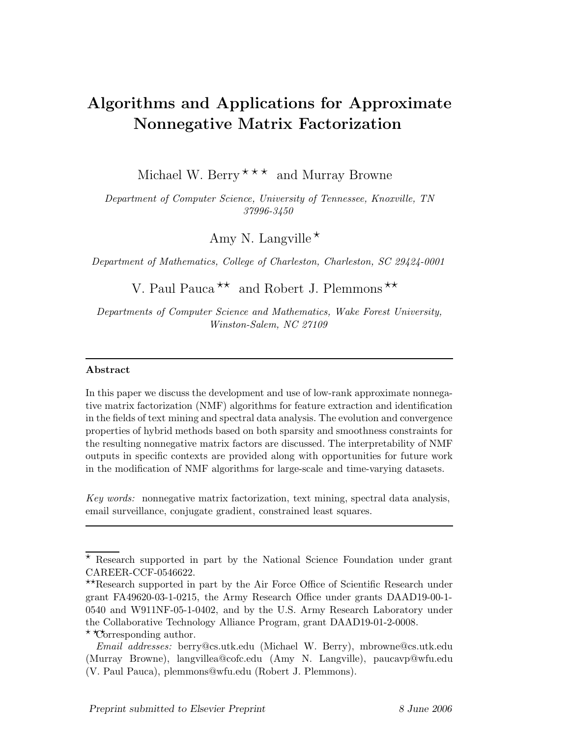# Algorithms and Applications for Approximate Nonnegative Matrix Factorization

Michael W. Berry ⋆ ⋆ ⋆ and Murray Browne

*Department of Computer Science, University of Tennessee, Knoxville, TN 37996-3450*

Amy N. Langville ⋆

*Department of Mathematics, College of Charleston, Charleston, SC 29424-0001*

V. Paul Pauca ⋆⋆ and Robert J. Plemmons ⋆⋆

*Departments of Computer Science and Mathematics, Wake Forest University, Winston-Salem, NC 27109*

---

**Abstract**

In this paper we discuss the development and use of low-rank approximate nonnegative matrix factorization (NMF) algorithms for feature extraction and identification in the fields of text mining and spectral data analysis. The evolution and convergence properties of hybrid methods based on both sparsity and smoothness constraints for the resulting nonnegative matrix factors are discussed. The interpretability of NMF outputs in specific contexts are provided along with opportunities for future work in the modification of NMF algorithms for large-scale and time-varying datasets.

*Key words:* nonnegative matrix factorization, text mining, spectral data analysis, email surveillance, conjugate gradient, constrained least squares.

---

⋆ Research supported in part by the National Science Foundation under grant CAREER-CCF-0546622.

⋆⋆ Research supported in part by the Air Force Office of Scientific Research under grant FA49620-03-1-0215, the Army Research Office under grants DAAD19-00-1-0540 and W911NF-05-1-0402, and by the U.S. Army Research Laboratory under the Collaborative Technology Alliance Program, grant DAAD19-01-2-0008.

⋆ ⋆ ⋆ Corresponding author.

*Email addresses:* berry@cs.utk.edu (Michael W. Berry), mbrowne@cs.utk.edu (Murray Browne), langvillea@cofc.edu (Amy N. Langville), paucavp@wfu.edu (V. Paul Pauca), plemmons@wfu.edu (Robert J. Plemmons).

*Preprint submitted to Elsevier Preprint* 8 June 2006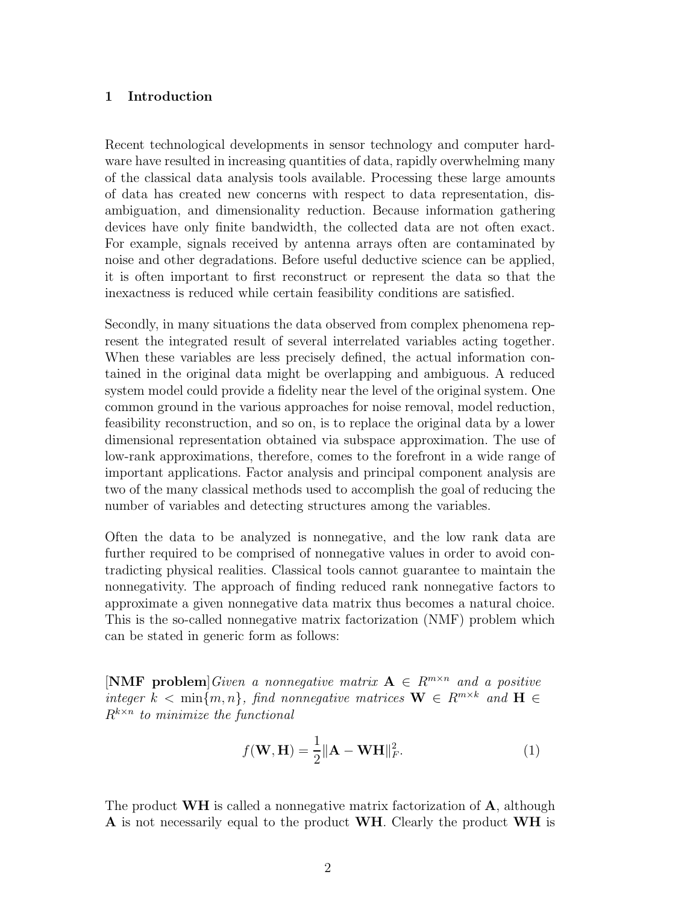## 1 Introduction

Recent technological developments in sensor technology and computer hardware have resulted in increasing quantities of data, rapidly overwhelming many of the classical data analysis tools available. Processing these large amounts of data has created new concerns with respect to data representation, disambiguation, and dimensionality reduction. Because information gathering devices have only finite bandwidth, the collected data are not often exact. For example, signals received by antenna arrays often are contaminated by noise and other degradations. Before useful deductive science can be applied, it is often important to first reconstruct or represent the data so that the inexactness is reduced while certain feasibility conditions are satisfied.

Secondly, in many situations the data observed from complex phenomena represent the integrated result of several interrelated variables acting together. When these variables are less precisely defined, the actual information contained in the original data might be overlapping and ambiguous. A reduced system model could provide a fidelity near the level of the original system. One common ground in the various approaches for noise removal, model reduction, feasibility reconstruction, and so on, is to replace the original data by a lower dimensional representation obtained via subspace approximation. The use of low-rank approximations, therefore, comes to the forefront in a wide range of important applications. Factor analysis and principal component analysis are two of the many classical methods used to accomplish the goal of reducing the number of variables and detecting structures among the variables.

Often the data to be analyzed is nonnegative, and the low rank data are further required to be comprised of nonnegative values in order to avoid contradicting physical realities. Classical tools cannot guarantee to maintain the nonnegativity. The approach of finding reduced rank nonnegative factors to approximate a given nonnegative data matrix thus becomes a natural choice. This is the so-called nonnegative matrix factorization (NMF) problem which can be stated in generic form as follows:

[**NMF problem**]*Given a nonnegative matrix* $\mathbf{A} \in R^{m \times n}$ *and a positive integer* $k < \min\{m, n\}$*, find nonnegative matrices* $\mathbf{W} \in R^{m \times k}$ *and* $\mathbf{H} \in R^{k \times n}$ *to minimize the functional*

$$f(\mathbf{W}, \mathbf{H}) = \frac{1}{2}\|\mathbf{A} - \mathbf{W}\mathbf{H}\|_F^2. \tag{1}$$

The product $\mathbf{WH}$ is called a nonnegative matrix factorization of $\mathbf{A}$, although $\mathbf{A}$ is not necessarily equal to the product $\mathbf{WH}$. Clearly the product $\mathbf{WH}$ is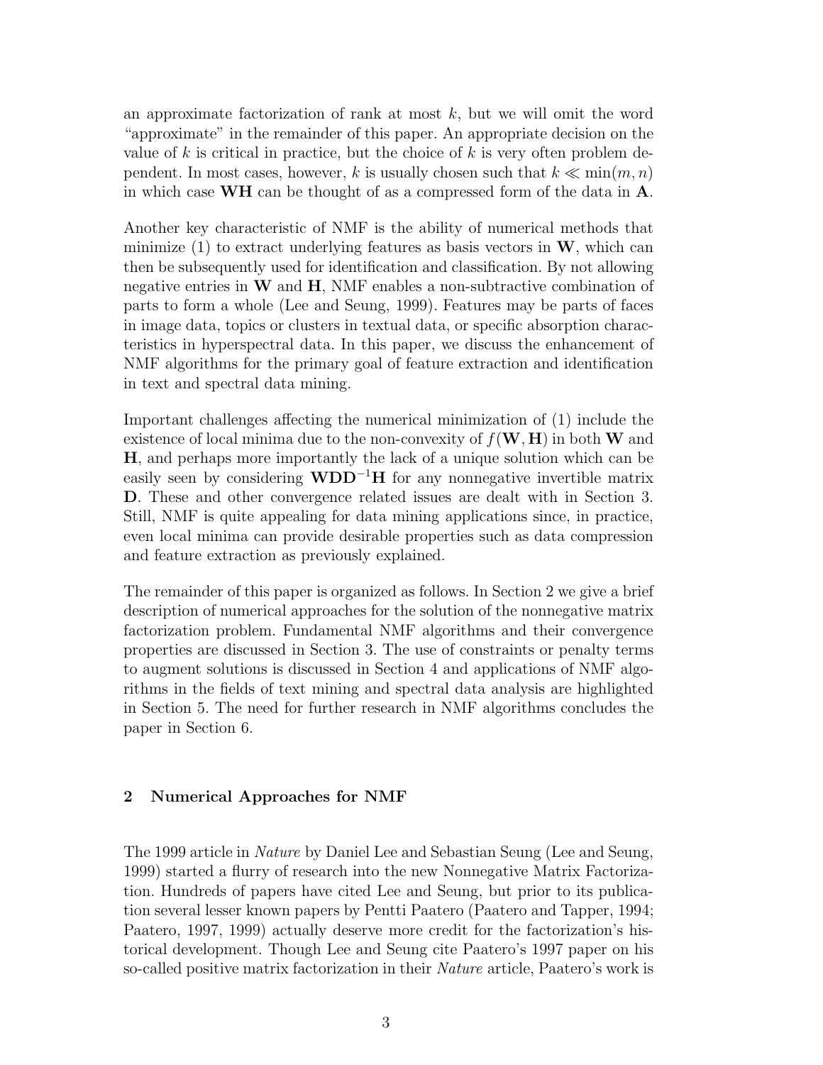an approximate factorization of rank at most $k$, but we will omit the word "approximate" in the remainder of this paper. An appropriate decision on the value of $k$ is critical in practice, but the choice of $k$ is very often problem dependent. In most cases, however, $k$ is usually chosen such that $k \ll \min(m, n)$ in which case $\mathbf{WH}$ can be thought of as a compressed form of the data in $\mathbf{A}$.

Another key characteristic of NMF is the ability of numerical methods that minimize (1) to extract underlying features as basis vectors in $\mathbf{W}$, which can then be subsequently used for identification and classification. By not allowing negative entries in $\mathbf{W}$ and $\mathbf{H}$, NMF enables a non-subtractive combination of parts to form a whole (Lee and Seung, 1999). Features may be parts of faces in image data, topics or clusters in textual data, or specific absorption characteristics in hyperspectral data. In this paper, we discuss the enhancement of NMF algorithms for the primary goal of feature extraction and identification in text and spectral data mining.

Important challenges affecting the numerical minimization of (1) include the existence of local minima due to the non-convexity of $f(\mathbf{W}, \mathbf{H})$ in both $\mathbf{W}$ and $\mathbf{H}$, and perhaps more importantly the lack of a unique solution which can be easily seen by considering $\mathbf{WDD}^{-1}\mathbf{H}$ for any nonnegative invertible matrix $\mathbf{D}$. These and other convergence related issues are dealt with in Section 3. Still, NMF is quite appealing for data mining applications since, in practice, even local minima can provide desirable properties such as data compression and feature extraction as previously explained.

The remainder of this paper is organized as follows. In Section 2 we give a brief description of numerical approaches for the solution of the nonnegative matrix factorization problem. Fundamental NMF algorithms and their convergence properties are discussed in Section 3. The use of constraints or penalty terms to augment solutions is discussed in Section 4 and applications of NMF algorithms in the fields of text mining and spectral data analysis are highlighted in Section 5. The need for further research in NMF algorithms concludes the paper in Section 6.

## 2 Numerical Approaches for NMF

The 1999 article in *Nature* by Daniel Lee and Sebastian Seung (Lee and Seung, 1999) started a flurry of research into the new Nonnegative Matrix Factorization. Hundreds of papers have cited Lee and Seung, but prior to its publication several lesser known papers by Pentti Paatero (Paatero and Tapper, 1994; Paatero, 1997, 1999) actually deserve more credit for the factorization's historical development. Though Lee and Seung cite Paatero's 1997 paper on his so-called positive matrix factorization in their *Nature* article, Paatero's work is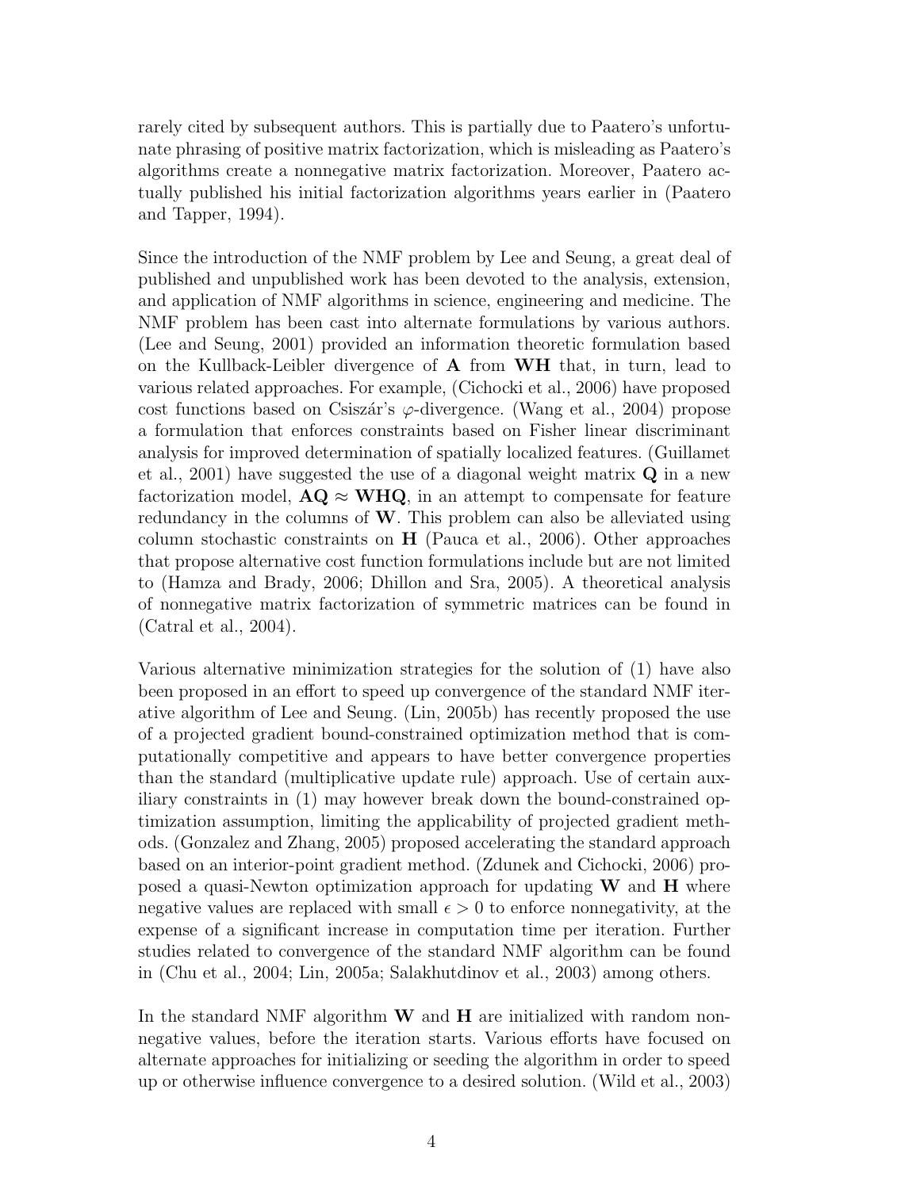rarely cited by subsequent authors. This is partially due to Paatero's unfortunate phrasing of positive matrix factorization, which is misleading as Paatero's algorithms create a nonnegative matrix factorization. Moreover, Paatero actually published his initial factorization algorithms years earlier in (Paatero and Tapper, 1994).

Since the introduction of the NMF problem by Lee and Seung, a great deal of published and unpublished work has been devoted to the analysis, extension, and application of NMF algorithms in science, engineering and medicine. The NMF problem has been cast into alternate formulations by various authors. (Lee and Seung, 2001) provided an information theoretic formulation based on the Kullback-Leibler divergence of $\mathbf{A}$ from $\mathbf{WH}$ that, in turn, lead to various related approaches. For example, (Cichocki et al., 2006) have proposed cost functions based on Csiszár's $\varphi$-divergence. (Wang et al., 2004) propose a formulation that enforces constraints based on Fisher linear discriminant analysis for improved determination of spatially localized features. (Guillamet et al., 2001) have suggested the use of a diagonal weight matrix $\mathbf{Q}$ in a new factorization model, $\mathbf{AQ} \approx \mathbf{WHQ}$, in an attempt to compensate for feature redundancy in the columns of $\mathbf{W}$. This problem can also be alleviated using column stochastic constraints on $\mathbf{H}$ (Pauca et al., 2006). Other approaches that propose alternative cost function formulations include but are not limited to (Hamza and Brady, 2006; Dhillon and Sra, 2005). A theoretical analysis of nonnegative matrix factorization of symmetric matrices can be found in (Catral et al., 2004).

Various alternative minimization strategies for the solution of (1) have also been proposed in an effort to speed up convergence of the standard NMF iterative algorithm of Lee and Seung. (Lin, 2005b) has recently proposed the use of a projected gradient bound-constrained optimization method that is computationally competitive and appears to have better convergence properties than the standard (multiplicative update rule) approach. Use of certain auxiliary constraints in (1) may however break down the bound-constrained optimization assumption, limiting the applicability of projected gradient methods. (Gonzalez and Zhang, 2005) proposed accelerating the standard approach based on an interior-point gradient method. (Zdunek and Cichocki, 2006) proposed a quasi-Newton optimization approach for updating $\mathbf{W}$ and $\mathbf{H}$ where negative values are replaced with small $\epsilon > 0$ to enforce nonnegativity, at the expense of a significant increase in computation time per iteration. Further studies related to convergence of the standard NMF algorithm can be found in (Chu et al., 2004; Lin, 2005a; Salakhutdinov et al., 2003) among others.

In the standard NMF algorithm $\mathbf{W}$ and $\mathbf{H}$ are initialized with random nonnegative values, before the iteration starts. Various efforts have focused on alternate approaches for initializing or seeding the algorithm in order to speed up or otherwise influence convergence to a desired solution. (Wild et al., 2003)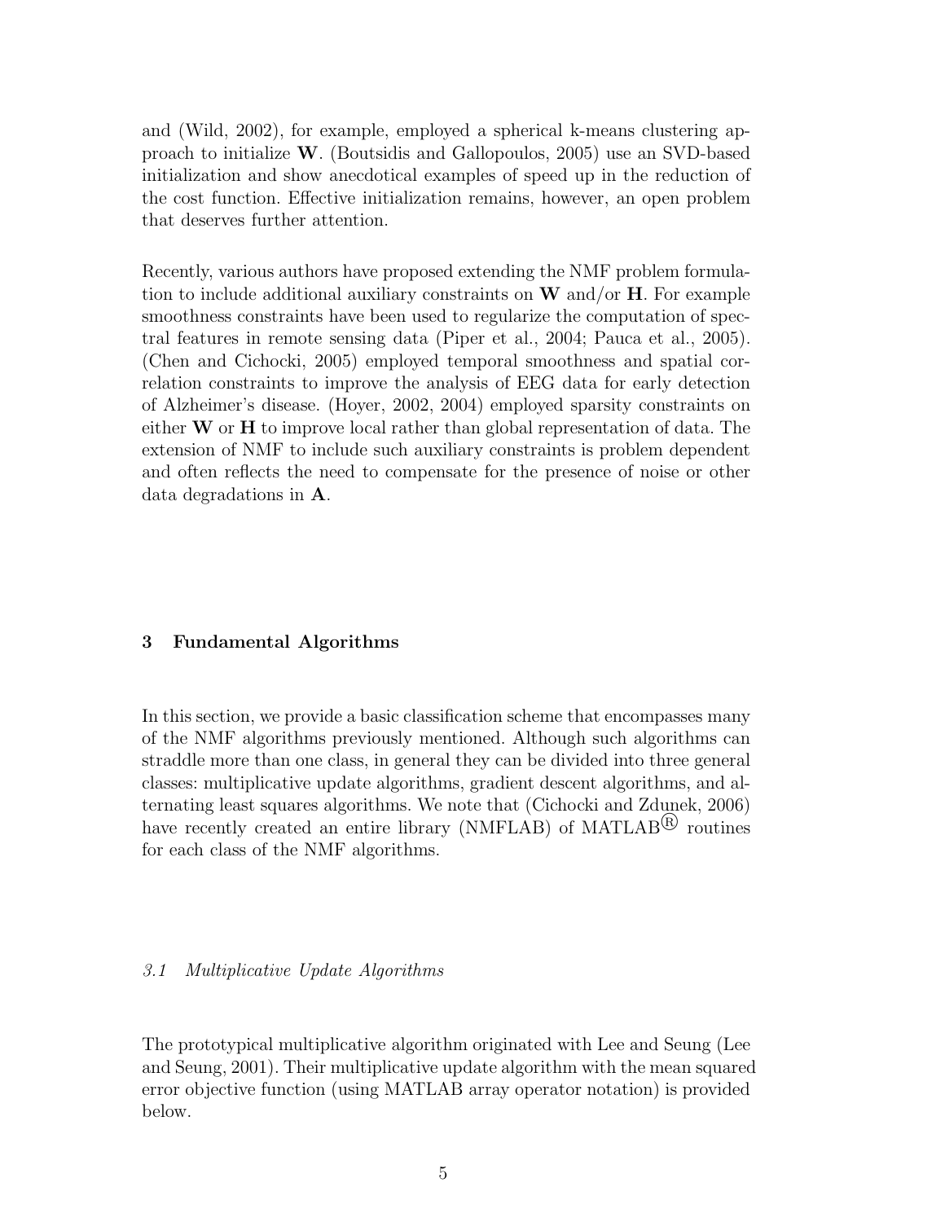and (Wild, 2002), for example, employed a spherical k-means clustering approach to initialize **W**. (Boutsidis and Gallopoulos, 2005) use an SVD-based initialization and show anecdotical examples of speed up in the reduction of the cost function. Effective initialization remains, however, an open problem that deserves further attention.

Recently, various authors have proposed extending the NMF problem formulation to include additional auxiliary constraints on **W** and/or **H**. For example smoothness constraints have been used to regularize the computation of spectral features in remote sensing data (Piper et al., 2004; Pauca et al., 2005). (Chen and Cichocki, 2005) employed temporal smoothness and spatial correlation constraints to improve the analysis of EEG data for early detection of Alzheimer's disease. (Hoyer, 2002, 2004) employed sparsity constraints on either **W** or **H** to improve local rather than global representation of data. The extension of NMF to include such auxiliary constraints is problem dependent and often reflects the need to compensate for the presence of noise or other data degradations in **A**.

## 3 Fundamental Algorithms

In this section, we provide a basic classification scheme that encompasses many of the NMF algorithms previously mentioned. Although such algorithms can straddle more than one class, in general they can be divided into three general classes: multiplicative update algorithms, gradient descent algorithms, and alternating least squares algorithms. We note that (Cichocki and Zdunek, 2006) have recently created an entire library (NMFLAB) of MATLAB® routines for each class of the NMF algorithms.

### *3.1 Multiplicative Update Algorithms*

The prototypical multiplicative algorithm originated with Lee and Seung (Lee and Seung, 2001). Their multiplicative update algorithm with the mean squared error objective function (using MATLAB array operator notation) is provided below.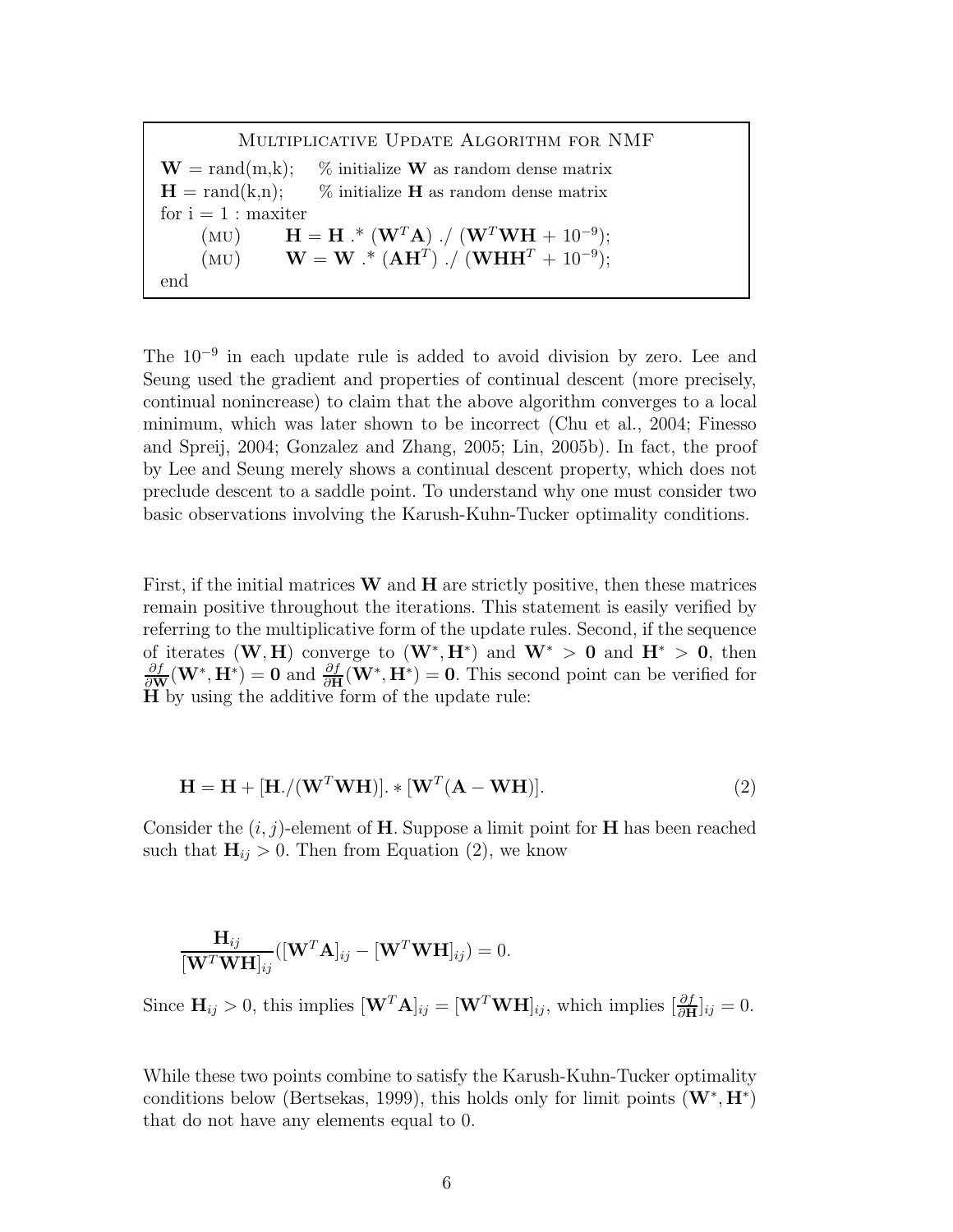```
                Multiplicative Update Algorithm for NMF
W = rand(m,k);    % initialize W as random dense matrix
H = rand(k,n);    % initialize H as random dense matrix
for i = 1 : maxiter
    (MU)      H = H .* (W^T A) ./ (W^T W H + 10^-9);
    (MU)      W = W .* (A H^T) ./ (W H H^T + 10^-9);
end
```

The $10^{-9}$ in each update rule is added to avoid division by zero. Lee and Seung used the gradient and properties of continual descent (more precisely, continual nonincrease) to claim that the above algorithm converges to a local minimum, which was later shown to be incorrect (Chu et al., 2004; Finesso and Spreij, 2004; Gonzalez and Zhang, 2005; Lin, 2005b). In fact, the proof by Lee and Seung merely shows a continual descent property, which does not preclude descent to a saddle point. To understand why one must consider two basic observations involving the Karush-Kuhn-Tucker optimality conditions.

First, if the initial matrices $\mathbf{W}$ and $\mathbf{H}$ are strictly positive, then these matrices remain positive throughout the iterations. This statement is easily verified by referring to the multiplicative form of the update rules. Second, if the sequence of iterates $(\mathbf{W}, \mathbf{H})$ converge to $(\mathbf{W}^*, \mathbf{H}^*)$ and $\mathbf{W}^* > \mathbf{0}$ and $\mathbf{H}^* > \mathbf{0}$, then $\frac{\partial f}{\partial \mathbf{W}}(\mathbf{W}^*, \mathbf{H}^*) = \mathbf{0}$ and $\frac{\partial f}{\partial \mathbf{H}}(\mathbf{W}^*, \mathbf{H}^*) = \mathbf{0}$. This second point can be verified for $\mathbf{H}$ by using the additive form of the update rule:

$$\mathbf{H} = \mathbf{H} + [\mathbf{H}./(\mathbf{W}^T\mathbf{W}\mathbf{H})]. * [\mathbf{W}^T(\mathbf{A} - \mathbf{W}\mathbf{H})]. \tag{2}$$

Consider the $(i, j)$-element of $\mathbf{H}$. Suppose a limit point for $\mathbf{H}$ has been reached such that $\mathbf{H}_{ij} > 0$. Then from Equation (2), we know

$$\frac{\mathbf{H}_{ij}}{[\mathbf{W}^T\mathbf{W}\mathbf{H}]_{ij}}([\mathbf{W}^T\mathbf{A}]_{ij} - [\mathbf{W}^T\mathbf{W}\mathbf{H}]_{ij}) = 0.$$

Since $\mathbf{H}_{ij} > 0$, this implies $[\mathbf{W}^T\mathbf{A}]_{ij} = [\mathbf{W}^T\mathbf{W}\mathbf{H}]_{ij}$, which implies $[\frac{\partial f}{\partial \mathbf{H}}]_{ij} = 0$.

While these two points combine to satisfy the Karush-Kuhn-Tucker optimality conditions below (Bertsekas, 1999), this holds only for limit points $(\mathbf{W}^*, \mathbf{H}^*)$ that do not have any elements equal to 0.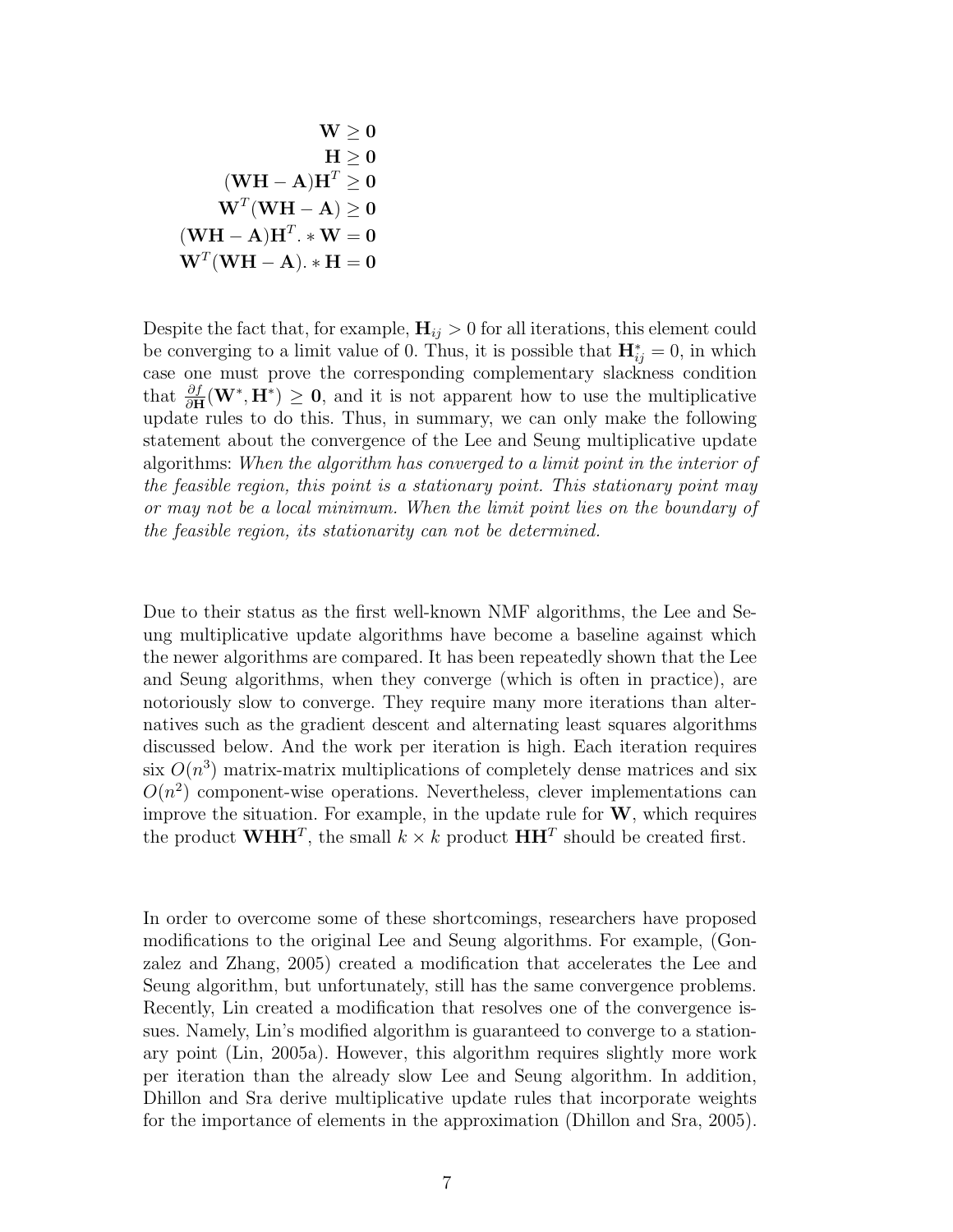$$
\begin{aligned}
\mathbf{W} &\geq \mathbf{0} \\
\mathbf{H} &\geq \mathbf{0} \\
(\mathbf{WH} - \mathbf{A})\mathbf{H}^T &\geq \mathbf{0} \\
\mathbf{W}^T(\mathbf{WH} - \mathbf{A}) &\geq \mathbf{0} \\
(\mathbf{WH} - \mathbf{A})\mathbf{H}^T . * \mathbf{W} &= \mathbf{0} \\
\mathbf{W}^T(\mathbf{WH} - \mathbf{A}) . * \mathbf{H} &= \mathbf{0}
\end{aligned}
$$

Despite the fact that, for example, $\mathbf{H}_{ij} > 0$ for all iterations, this element could be converging to a limit value of 0. Thus, it is possible that $\mathbf{H}^*_{ij} = 0$, in which case one must prove the corresponding complementary slackness condition that $\frac{\partial f}{\partial \mathbf{H}}(\mathbf{W}^*, \mathbf{H}^*) \geq \mathbf{0}$, and it is not apparent how to use the multiplicative update rules to do this. Thus, in summary, we can only make the following statement about the convergence of the Lee and Seung multiplicative update algorithms: *When the algorithm has converged to a limit point in the interior of the feasible region, this point is a stationary point. This stationary point may or may not be a local minimum. When the limit point lies on the boundary of the feasible region, its stationarity can not be determined.*

Due to their status as the first well-known NMF algorithms, the Lee and Seung multiplicative update algorithms have become a baseline against which the newer algorithms are compared. It has been repeatedly shown that the Lee and Seung algorithms, when they converge (which is often in practice), are notoriously slow to converge. They require many more iterations than alternatives such as the gradient descent and alternating least squares algorithms discussed below. And the work per iteration is high. Each iteration requires six $O(n^3)$ matrix-matrix multiplications of completely dense matrices and six $O(n^2)$ component-wise operations. Nevertheless, clever implementations can improve the situation. For example, in the update rule for $\mathbf{W}$, which requires the product $\mathbf{WHH}^T$, the small $k \times k$ product $\mathbf{HH}^T$ should be created first.

In order to overcome some of these shortcomings, researchers have proposed modifications to the original Lee and Seung algorithms. For example, (Gonzalez and Zhang, 2005) created a modification that accelerates the Lee and Seung algorithm, but unfortunately, still has the same convergence problems. Recently, Lin created a modification that resolves one of the convergence issues. Namely, Lin's modified algorithm is guaranteed to converge to a stationary point (Lin, 2005a). However, this algorithm requires slightly more work per iteration than the already slow Lee and Seung algorithm. In addition, Dhillon and Sra derive multiplicative update rules that incorporate weights for the importance of elements in the approximation (Dhillon and Sra, 2005).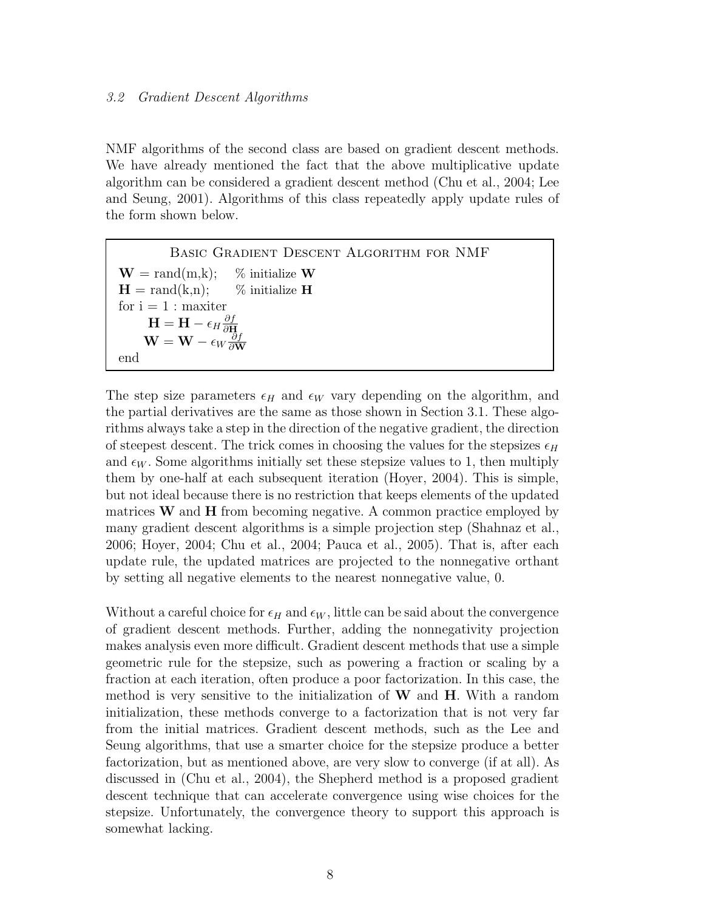### 3.2 Gradient Descent Algorithms

NMF algorithms of the second class are based on gradient descent methods. We have already mentioned the fact that the above multiplicative update algorithm can be considered a gradient descent method (Chu et al., 2004; Lee and Seung, 2001). Algorithms of this class repeatedly apply update rules of the form shown below.

**Basic Gradient Descent Algorithm for NMF**

$\mathbf{W} = \text{rand(m,k)};$ % initialize $\mathbf{W}$
$\mathbf{H} = \text{rand(k,n)};$ % initialize $\mathbf{H}$
for i = 1 : maxiter
  $\mathbf{H} = \mathbf{H} - \epsilon_H \frac{\partial f}{\partial \mathbf{H}}$
  $\mathbf{W} = \mathbf{W} - \epsilon_W \frac{\partial f}{\partial \mathbf{W}}$
end

The step size parameters $\epsilon_H$ and $\epsilon_W$ vary depending on the algorithm, and the partial derivatives are the same as those shown in Section 3.1. These algorithms always take a step in the direction of the negative gradient, the direction of steepest descent. The trick comes in choosing the values for the stepsizes $\epsilon_H$ and $\epsilon_W$. Some algorithms initially set these stepsize values to 1, then multiply them by one-half at each subsequent iteration (Hoyer, 2004). This is simple, but not ideal because there is no restriction that keeps elements of the updated matrices $\mathbf{W}$ and $\mathbf{H}$ from becoming negative. A common practice employed by many gradient descent algorithms is a simple projection step (Shahnaz et al., 2006; Hoyer, 2004; Chu et al., 2004; Pauca et al., 2005). That is, after each update rule, the updated matrices are projected to the nonnegative orthant by setting all negative elements to the nearest nonnegative value, 0.

Without a careful choice for $\epsilon_H$ and $\epsilon_W$, little can be said about the convergence of gradient descent methods. Further, adding the nonnegativity projection makes analysis even more difficult. Gradient descent methods that use a simple geometric rule for the stepsize, such as powering a fraction or scaling by a fraction at each iteration, often produce a poor factorization. In this case, the method is very sensitive to the initialization of $\mathbf{W}$ and $\mathbf{H}$. With a random initialization, these methods converge to a factorization that is not very far from the initial matrices. Gradient descent methods, such as the Lee and Seung algorithms, that use a smarter choice for the stepsize produce a better factorization, but as mentioned above, are very slow to converge (if at all). As discussed in (Chu et al., 2004), the Shepherd method is a proposed gradient descent technique that can accelerate convergence using wise choices for the stepsize. Unfortunately, the convergence theory to support this approach is somewhat lacking.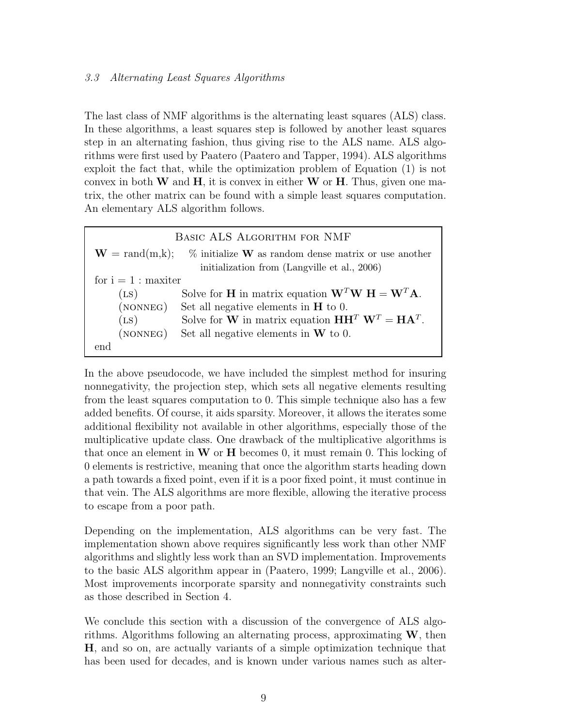### 3.3 Alternating Least Squares Algorithms

The last class of NMF algorithms is the alternating least squares (ALS) class. In these algorithms, a least squares step is followed by another least squares step in an alternating fashion, thus giving rise to the ALS name. ALS algorithms were first used by Paatero (Paatero and Tapper, 1994). ALS algorithms exploit the fact that, while the optimization problem of Equation (1) is not convex in both $\mathbf{W}$ and $\mathbf{H}$, it is convex in either $\mathbf{W}$ or $\mathbf{H}$. Thus, given one matrix, the other matrix can be found with a simple least squares computation. An elementary ALS algorithm follows.

| Basic ALS Algorithm for NMF | |
|---|---|
| $\mathbf{W} = \text{rand(m,k)}$; | % initialize $\mathbf{W}$ as random dense matrix or use another initialization from (Langville et al., 2006) |
| for i = 1 : maxiter | |
| (LS) | Solve for $\mathbf{H}$ in matrix equation $\mathbf{W}^T\mathbf{W}\ \mathbf{H} = \mathbf{W}^T\mathbf{A}$. |
| (NONNEG) | Set all negative elements in $\mathbf{H}$ to 0. |
| (LS) | Solve for $\mathbf{W}$ in matrix equation $\mathbf{H}\mathbf{H}^T\ \mathbf{W}^T = \mathbf{H}\mathbf{A}^T$. |
| (NONNEG) | Set all negative elements in $\mathbf{W}$ to 0. |
| end | |

In the above pseudocode, we have included the simplest method for insuring nonnegativity, the projection step, which sets all negative elements resulting from the least squares computation to 0. This simple technique also has a few added benefits. Of course, it aids sparsity. Moreover, it allows the iterates some additional flexibility not available in other algorithms, especially those of the multiplicative update class. One drawback of the multiplicative algorithms is that once an element in $\mathbf{W}$ or $\mathbf{H}$ becomes 0, it must remain 0. This locking of 0 elements is restrictive, meaning that once the algorithm starts heading down a path towards a fixed point, even if it is a poor fixed point, it must continue in that vein. The ALS algorithms are more flexible, allowing the iterative process to escape from a poor path.

Depending on the implementation, ALS algorithms can be very fast. The implementation shown above requires significantly less work than other NMF algorithms and slightly less work than an SVD implementation. Improvements to the basic ALS algorithm appear in (Paatero, 1999; Langville et al., 2006). Most improvements incorporate sparsity and nonnegativity constraints such as those described in Section 4.

We conclude this section with a discussion of the convergence of ALS algorithms. Algorithms following an alternating process, approximating $\mathbf{W}$, then $\mathbf{H}$, and so on, are actually variants of a simple optimization technique that has been used for decades, and is known under various names such as alter-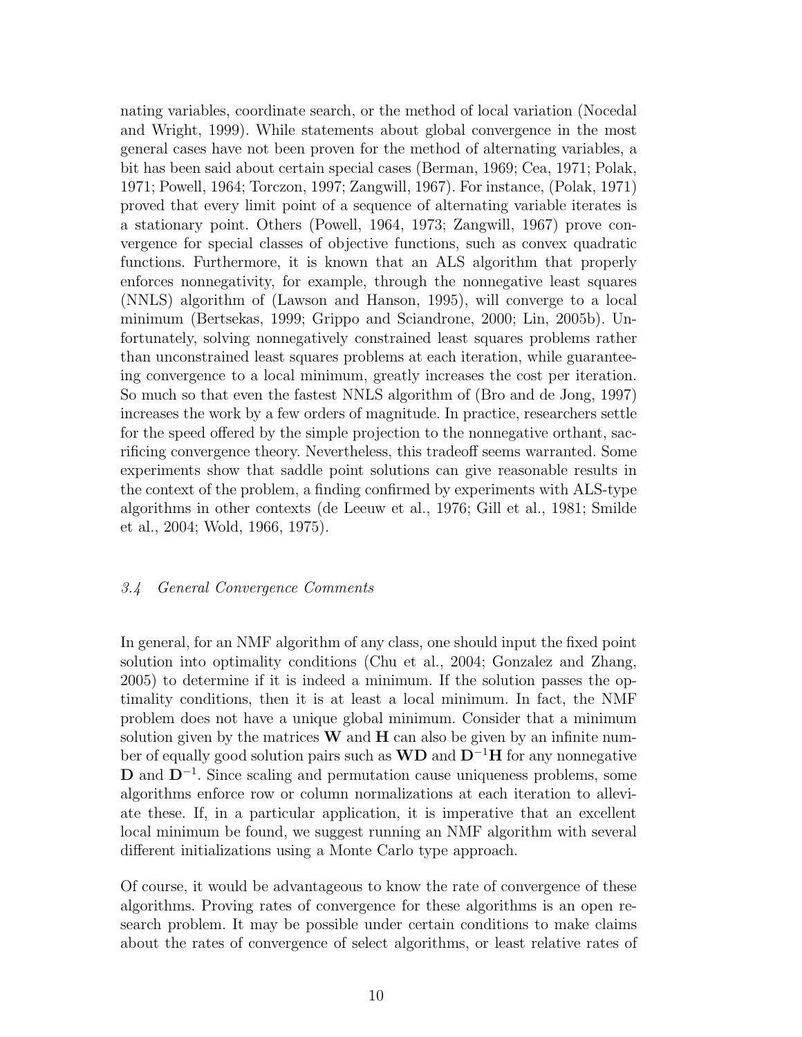nating variables, coordinate search, or the method of local variation (Nocedal and Wright, 1999). While statements about global convergence in the most general cases have not been proven for the method of alternating variables, a bit has been said about certain special cases (Berman, 1969; Cea, 1971; Polak, 1971; Powell, 1964; Torczon, 1997; Zangwill, 1967). For instance, (Polak, 1971) proved that every limit point of a sequence of alternating variable iterates is a stationary point. Others (Powell, 1964, 1973; Zangwill, 1967) prove convergence for special classes of objective functions, such as convex quadratic functions. Furthermore, it is known that an ALS algorithm that properly enforces nonnegativity, for example, through the nonnegative least squares (NNLS) algorithm of (Lawson and Hanson, 1995), will converge to a local minimum (Bertsekas, 1999; Grippo and Sciandrone, 2000; Lin, 2005b). Unfortunately, solving nonnegatively constrained least squares problems rather than unconstrained least squares problems at each iteration, while guaranteeing convergence to a local minimum, greatly increases the cost per iteration. So much so that even the fastest NNLS algorithm of (Bro and de Jong, 1997) increases the work by a few orders of magnitude. In practice, researchers settle for the speed offered by the simple projection to the nonnegative orthant, sacrificing convergence theory. Nevertheless, this tradeoff seems warranted. Some experiments show that saddle point solutions can give reasonable results in the context of the problem, a finding confirmed by experiments with ALS-type algorithms in other contexts (de Leeuw et al., 1976; Gill et al., 1981; Smilde et al., 2004; Wold, 1966, 1975).

### *3.4 General Convergence Comments*

In general, for an NMF algorithm of any class, one should input the fixed point solution into optimality conditions (Chu et al., 2004; Gonzalez and Zhang, 2005) to determine if it is indeed a minimum. If the solution passes the optimality conditions, then it is at least a local minimum. In fact, the NMF problem does not have a unique global minimum. Consider that a minimum solution given by the matrices $\mathbf{W}$ and $\mathbf{H}$ can also be given by an infinite number of equally good solution pairs such as $\mathbf{WD}$ and $\mathbf{D}^{-1}\mathbf{H}$ for any nonnegative $\mathbf{D}$ and $\mathbf{D}^{-1}$. Since scaling and permutation cause uniqueness problems, some algorithms enforce row or column normalizations at each iteration to alleviate these. If, in a particular application, it is imperative that an excellent local minimum be found, we suggest running an NMF algorithm with several different initializations using a Monte Carlo type approach.

Of course, it would be advantageous to know the rate of convergence of these algorithms. Proving rates of convergence for these algorithms is an open research problem. It may be possible under certain conditions to make claims about the rates of convergence of select algorithms, or least relative rates of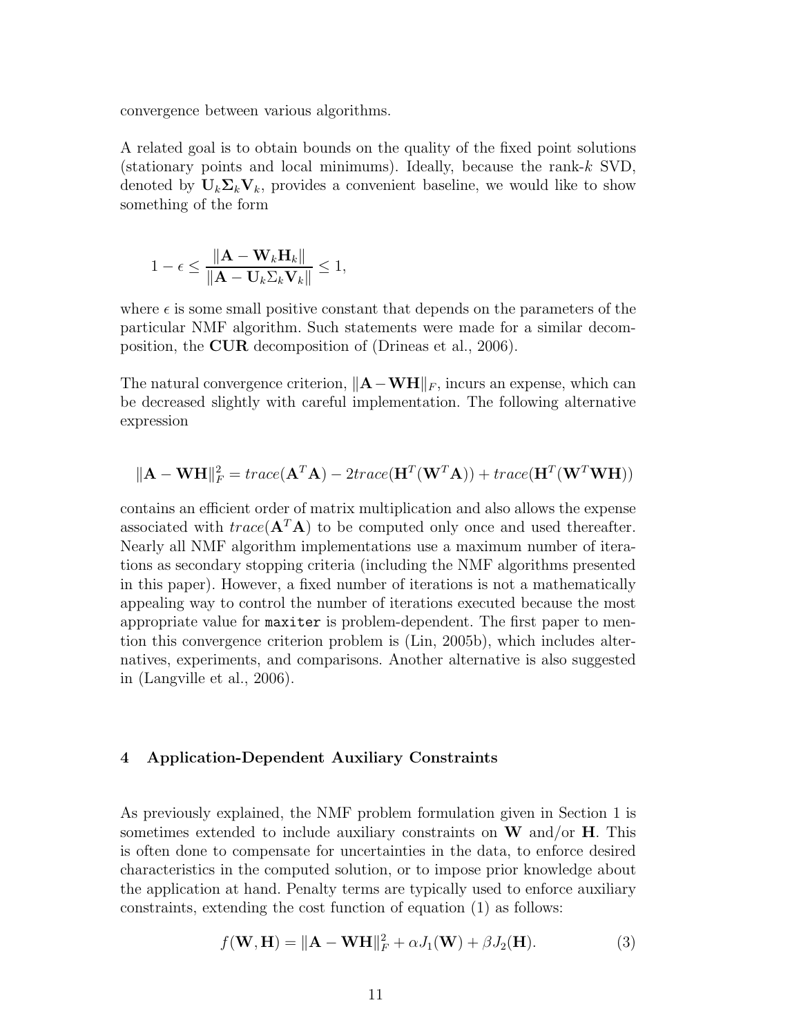convergence between various algorithms.

A related goal is to obtain bounds on the quality of the fixed point solutions (stationary points and local minimums). Ideally, because the rank-$k$ SVD, denoted by $\mathbf{U}_k\mathbf{\Sigma}_k\mathbf{V}_k$, provides a convenient baseline, we would like to show something of the form

$$1 - \epsilon \leq \frac{\|\mathbf{A} - \mathbf{W}_k\mathbf{H}_k\|}{\|\mathbf{A} - \mathbf{U}_k\Sigma_k\mathbf{V}_k\|} \leq 1,$$

where $\epsilon$ is some small positive constant that depends on the parameters of the particular NMF algorithm. Such statements were made for a similar decomposition, the **CUR** decomposition of (Drineas et al., 2006).

The natural convergence criterion, $\|\mathbf{A} - \mathbf{W}\mathbf{H}\|_F$, incurs an expense, which can be decreased slightly with careful implementation. The following alternative expression

$$\|\mathbf{A} - \mathbf{W}\mathbf{H}\|_F^2 = trace(\mathbf{A}^T\mathbf{A}) - 2trace(\mathbf{H}^T(\mathbf{W}^T\mathbf{A})) + trace(\mathbf{H}^T(\mathbf{W}^T\mathbf{W}\mathbf{H}))$$

contains an efficient order of matrix multiplication and also allows the expense associated with $trace(\mathbf{A}^T\mathbf{A})$ to be computed only once and used thereafter. Nearly all NMF algorithm implementations use a maximum number of iterations as secondary stopping criteria (including the NMF algorithms presented in this paper). However, a fixed number of iterations is not a mathematically appealing way to control the number of iterations executed because the most appropriate value for `maxiter` is problem-dependent. The first paper to mention this convergence criterion problem is (Lin, 2005b), which includes alternatives, experiments, and comparisons. Another alternative is also suggested in (Langville et al., 2006).

## 4 Application-Dependent Auxiliary Constraints

As previously explained, the NMF problem formulation given in Section 1 is sometimes extended to include auxiliary constraints on $\mathbf{W}$ and/or $\mathbf{H}$. This is often done to compensate for uncertainties in the data, to enforce desired characteristics in the computed solution, or to impose prior knowledge about the application at hand. Penalty terms are typically used to enforce auxiliary constraints, extending the cost function of equation (1) as follows:

$$f(\mathbf{W}, \mathbf{H}) = \|\mathbf{A} - \mathbf{W}\mathbf{H}\|_F^2 + \alpha J_1(\mathbf{W}) + \beta J_2(\mathbf{H}). \tag{3}$$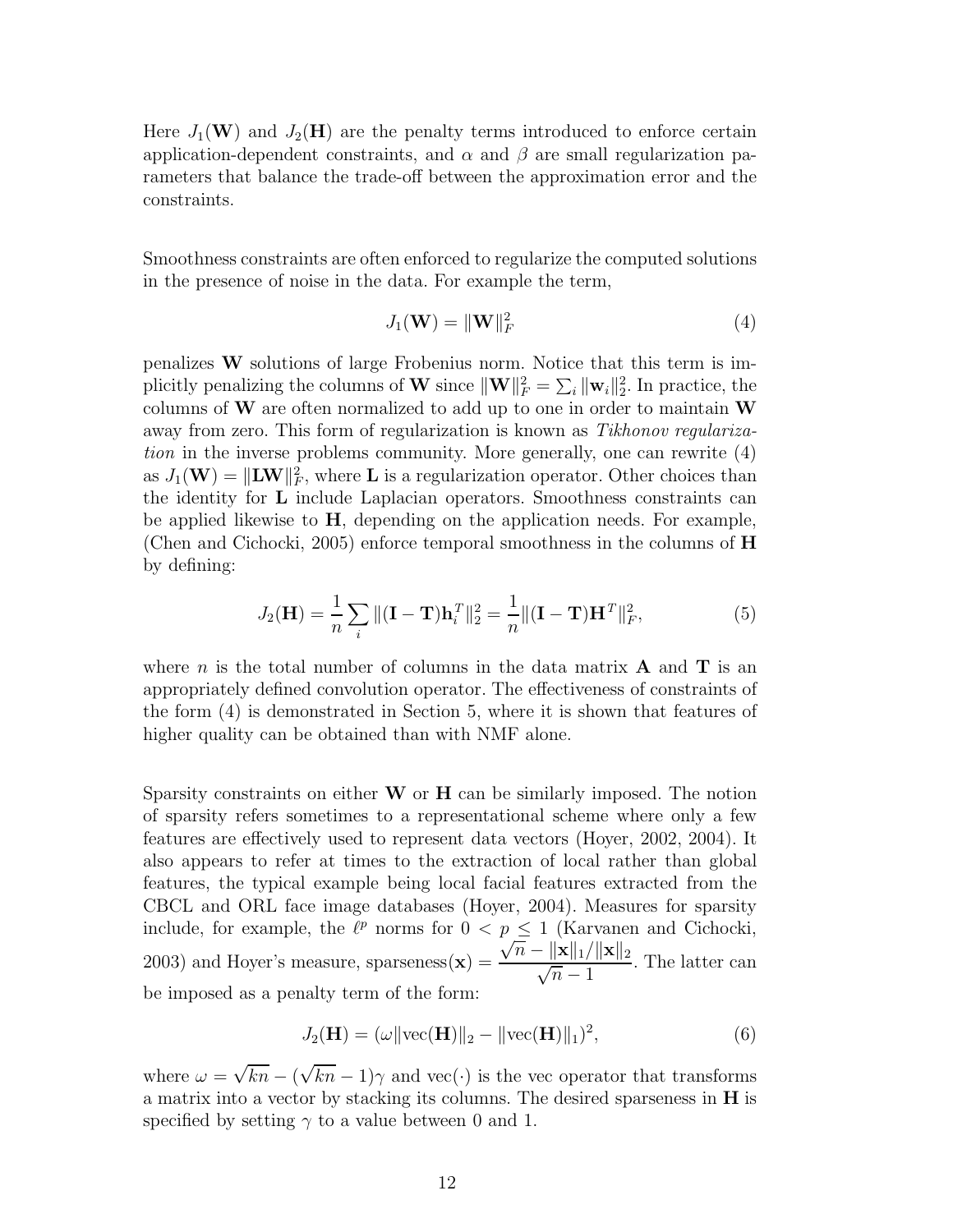Here $J_1(\mathbf{W})$ and $J_2(\mathbf{H})$ are the penalty terms introduced to enforce certain application-dependent constraints, and $\alpha$ and $\beta$ are small regularization parameters that balance the trade-off between the approximation error and the constraints.

Smoothness constraints are often enforced to regularize the computed solutions in the presence of noise in the data. For example the term,

$$J_1(\mathbf{W}) = \|\mathbf{W}\|_F^2 \tag{4}$$

penalizes $\mathbf{W}$ solutions of large Frobenius norm. Notice that this term is implicitly penalizing the columns of $\mathbf{W}$ since $\|\mathbf{W}\|_F^2 = \sum_i \|\mathbf{w}_i\|_2^2$. In practice, the columns of $\mathbf{W}$ are often normalized to add up to one in order to maintain $\mathbf{W}$ away from zero. This form of regularization is known as *Tikhonov regularization* in the inverse problems community. More generally, one can rewrite (4) as $J_1(\mathbf{W}) = \|\mathbf{L}\mathbf{W}\|_F^2$, where $\mathbf{L}$ is a regularization operator. Other choices than the identity for $\mathbf{L}$ include Laplacian operators. Smoothness constraints can be applied likewise to $\mathbf{H}$, depending on the application needs. For example, (Chen and Cichocki, 2005) enforce temporal smoothness in the columns of $\mathbf{H}$ by defining:

$$J_2(\mathbf{H}) = \frac{1}{n}\sum_i \|(\mathbf{I} - \mathbf{T})\mathbf{h}_i^T\|_2^2 = \frac{1}{n}\|(\mathbf{I} - \mathbf{T})\mathbf{H}^T\|_F^2, \tag{5}$$

where $n$ is the total number of columns in the data matrix $\mathbf{A}$ and $\mathbf{T}$ is an appropriately defined convolution operator. The effectiveness of constraints of the form (4) is demonstrated in Section 5, where it is shown that features of higher quality can be obtained than with NMF alone.

Sparsity constraints on either $\mathbf{W}$ or $\mathbf{H}$ can be similarly imposed. The notion of sparsity refers sometimes to a representational scheme where only a few features are effectively used to represent data vectors (Hoyer, 2002, 2004). It also appears to refer at times to the extraction of local rather than global features, the typical example being local facial features extracted from the CBCL and ORL face image databases (Hoyer, 2004). Measures for sparsity include, for example, the $\ell^p$ norms for $0 < p \leq 1$ (Karvanen and Cichocki, 2003) and Hoyer's measure, $\text{sparseness}(\mathbf{x}) = \dfrac{\sqrt{n} - \|\mathbf{x}\|_1/\|\mathbf{x}\|_2}{\sqrt{n} - 1}$. The latter can be imposed as a penalty term of the form:

$$J_2(\mathbf{H}) = (\omega\|\text{vec}(\mathbf{H})\|_2 - \|\text{vec}(\mathbf{H})\|_1)^2, \tag{6}$$

where $\omega = \sqrt{kn} - (\sqrt{kn} - 1)\gamma$ and $\text{vec}(\cdot)$ is the vec operator that transforms a matrix into a vector by stacking its columns. The desired sparseness in $\mathbf{H}$ is specified by setting $\gamma$ to a value between 0 and 1.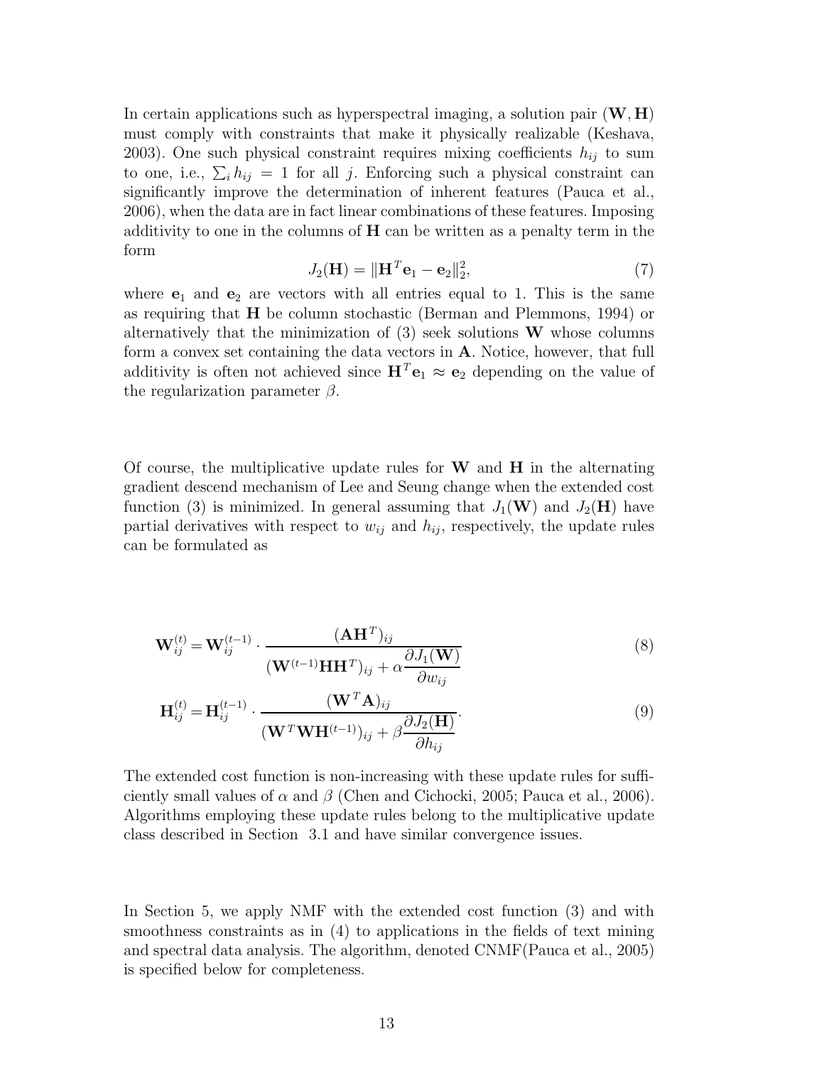In certain applications such as hyperspectral imaging, a solution pair $(\mathbf{W}, \mathbf{H})$ must comply with constraints that make it physically realizable (Keshava, 2003). One such physical constraint requires mixing coefficients $h_{ij}$ to sum to one, i.e., $\sum_i h_{ij} = 1$ for all $j$. Enforcing such a physical constraint can significantly improve the determination of inherent features (Pauca et al., 2006), when the data are in fact linear combinations of these features. Imposing additivity to one in the columns of $\mathbf{H}$ can be written as a penalty term in the form

$$J_2(\mathbf{H}) = \|\mathbf{H}^T \mathbf{e}_1 - \mathbf{e}_2\|_2^2, \tag{7}$$

where $\mathbf{e}_1$ and $\mathbf{e}_2$ are vectors with all entries equal to 1. This is the same as requiring that $\mathbf{H}$ be column stochastic (Berman and Plemmons, 1994) or alternatively that the minimization of (3) seek solutions $\mathbf{W}$ whose columns form a convex set containing the data vectors in $\mathbf{A}$. Notice, however, that full additivity is often not achieved since $\mathbf{H}^T \mathbf{e}_1 \approx \mathbf{e}_2$ depending on the value of the regularization parameter $\beta$.

Of course, the multiplicative update rules for $\mathbf{W}$ and $\mathbf{H}$ in the alternating gradient descend mechanism of Lee and Seung change when the extended cost function (3) is minimized. In general assuming that $J_1(\mathbf{W})$ and $J_2(\mathbf{H})$ have partial derivatives with respect to $w_{ij}$ and $h_{ij}$, respectively, the update rules can be formulated as

$$\mathbf{W}_{ij}^{(t)} = \mathbf{W}_{ij}^{(t-1)} \cdot \frac{(\mathbf{A}\mathbf{H}^T)_{ij}}{(\mathbf{W}^{(t-1)}\mathbf{H}\mathbf{H}^T)_{ij} + \alpha \dfrac{\partial J_1(\mathbf{W})}{\partial w_{ij}}} \tag{8}$$

$$\mathbf{H}_{ij}^{(t)} = \mathbf{H}_{ij}^{(t-1)} \cdot \frac{(\mathbf{W}^T\mathbf{A})_{ij}}{(\mathbf{W}^T\mathbf{W}\mathbf{H}^{(t-1)})_{ij} + \beta \dfrac{\partial J_2(\mathbf{H})}{\partial h_{ij}}}. \tag{9}$$

The extended cost function is non-increasing with these update rules for sufficiently small values of $\alpha$ and $\beta$ (Chen and Cichocki, 2005; Pauca et al., 2006). Algorithms employing these update rules belong to the multiplicative update class described in Section 3.1 and have similar convergence issues.

In Section 5, we apply NMF with the extended cost function (3) and with smoothness constraints as in (4) to applications in the fields of text mining and spectral data analysis. The algorithm, denoted CNMF(Pauca et al., 2005) is specified below for completeness.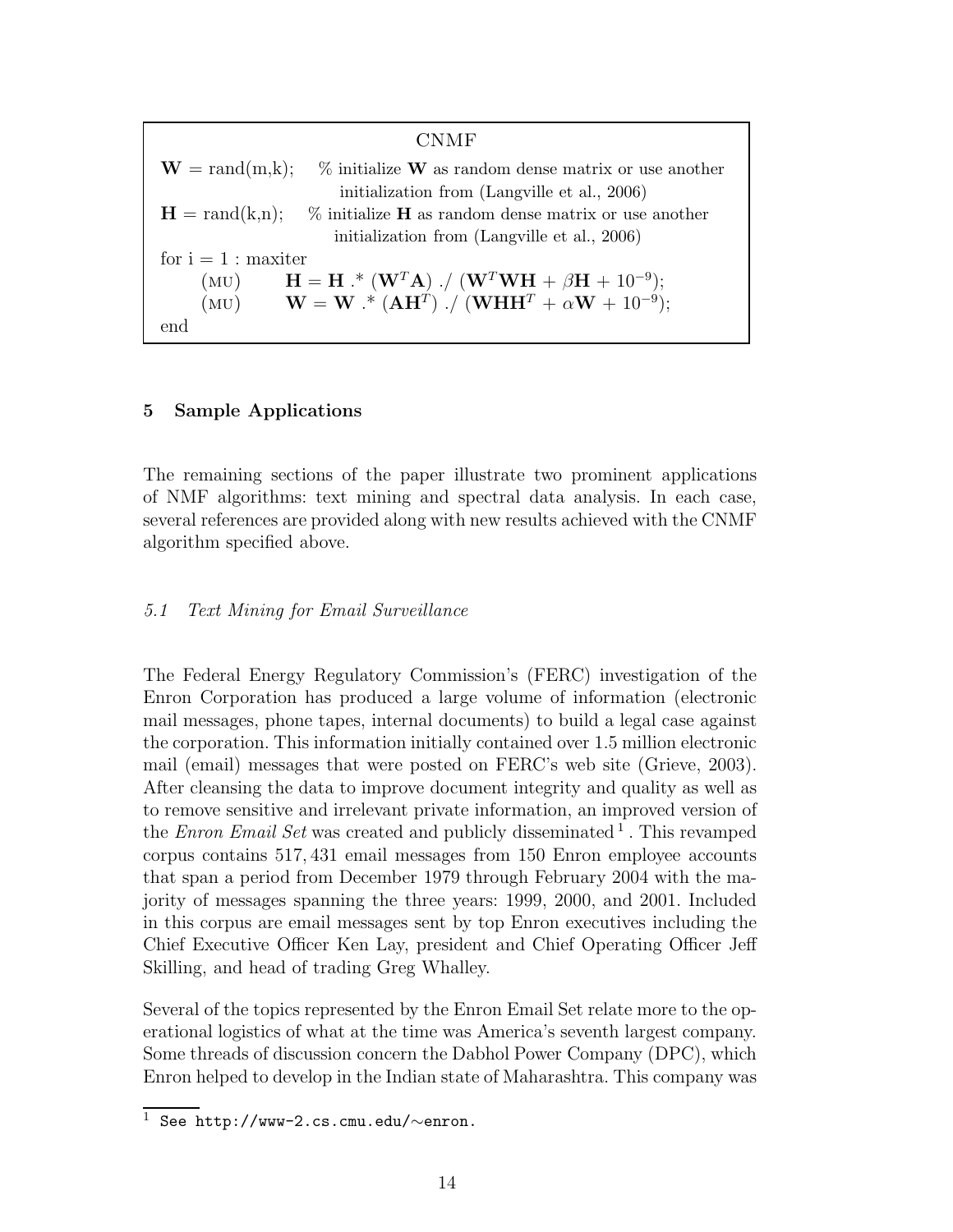```
CNMF
W = rand(m,k);   % initialize W as random dense matrix or use another
                   initialization from (Langville et al., 2006)
H = rand(k,n);   % initialize H as random dense matrix or use another
                   initialization from (Langville et al., 2006)
for i = 1 : maxiter
    (MU)   H = H .* (W^T A) ./ (W^T W H + βH + 10^-9);
    (MU)   W = W .* (A H^T) ./ (W H H^T + αW + 10^-9);
end
```

## 5 Sample Applications

The remaining sections of the paper illustrate two prominent applications of NMF algorithms: text mining and spectral data analysis. In each case, several references are provided along with new results achieved with the CNMF algorithm specified above.

### *5.1 Text Mining for Email Surveillance*

The Federal Energy Regulatory Commission's (FERC) investigation of the Enron Corporation has produced a large volume of information (electronic mail messages, phone tapes, internal documents) to build a legal case against the corporation. This information initially contained over 1.5 million electronic mail (email) messages that were posted on FERC's web site (Grieve, 2003). After cleansing the data to improve document integrity and quality as well as to remove sensitive and irrelevant private information, an improved version of the *Enron Email Set* was created and publicly disseminated [1]. This revamped corpus contains 517,431 email messages from 150 Enron employee accounts that span a period from December 1979 through February 2004 with the majority of messages spanning the three years: 1999, 2000, and 2001. Included in this corpus are email messages sent by top Enron executives including the Chief Executive Officer Ken Lay, president and Chief Operating Officer Jeff Skilling, and head of trading Greg Whalley.

Several of the topics represented by the Enron Email Set relate more to the operational logistics of what at the time was America's seventh largest company. Some threads of discussion concern the Dabhol Power Company (DPC), which Enron helped to develop in the Indian state of Maharashtra. This company was

[1] See http://www-2.cs.cmu.edu/~enron.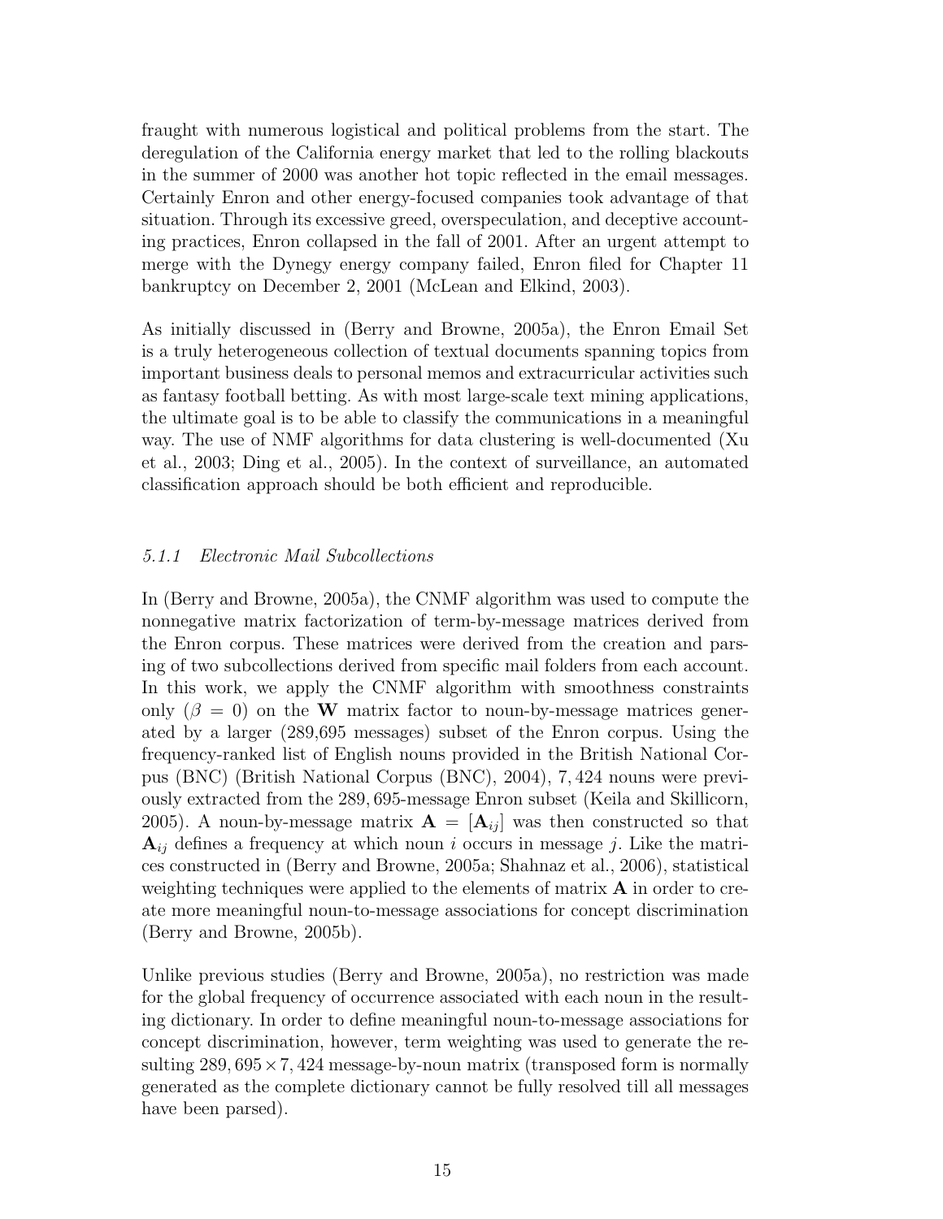fraught with numerous logistical and political problems from the start. The deregulation of the California energy market that led to the rolling blackouts in the summer of 2000 was another hot topic reflected in the email messages. Certainly Enron and other energy-focused companies took advantage of that situation. Through its excessive greed, overspeculation, and deceptive accounting practices, Enron collapsed in the fall of 2001. After an urgent attempt to merge with the Dynegy energy company failed, Enron filed for Chapter 11 bankruptcy on December 2, 2001 (McLean and Elkind, 2003).

As initially discussed in (Berry and Browne, 2005a), the Enron Email Set is a truly heterogeneous collection of textual documents spanning topics from important business deals to personal memos and extracurricular activities such as fantasy football betting. As with most large-scale text mining applications, the ultimate goal is to be able to classify the communications in a meaningful way. The use of NMF algorithms for data clustering is well-documented (Xu et al., 2003; Ding et al., 2005). In the context of surveillance, an automated classification approach should be both efficient and reproducible.

### *5.1.1 Electronic Mail Subcollections*

In (Berry and Browne, 2005a), the CNMF algorithm was used to compute the nonnegative matrix factorization of term-by-message matrices derived from the Enron corpus. These matrices were derived from the creation and parsing of two subcollections derived from specific mail folders from each account. In this work, we apply the CNMF algorithm with smoothness constraints only ($\beta = 0$) on the $\mathbf{W}$ matrix factor to noun-by-message matrices generated by a larger (289,695 messages) subset of the Enron corpus. Using the frequency-ranked list of English nouns provided in the British National Corpus (BNC) (British National Corpus (BNC), 2004), 7,424 nouns were previously extracted from the 289,695-message Enron subset (Keila and Skillicorn, 2005). A noun-by-message matrix $\mathbf{A} = [\mathbf{A}_{ij}]$ was then constructed so that $\mathbf{A}_{ij}$ defines a frequency at which noun $i$ occurs in message $j$. Like the matrices constructed in (Berry and Browne, 2005a; Shahnaz et al., 2006), statistical weighting techniques were applied to the elements of matrix $\mathbf{A}$ in order to create more meaningful noun-to-message associations for concept discrimination (Berry and Browne, 2005b).

Unlike previous studies (Berry and Browne, 2005a), no restriction was made for the global frequency of occurrence associated with each noun in the resulting dictionary. In order to define meaningful noun-to-message associations for concept discrimination, however, term weighting was used to generate the resulting $289,695 \times 7,424$ message-by-noun matrix (transposed form is normally generated as the complete dictionary cannot be fully resolved till all messages have been parsed).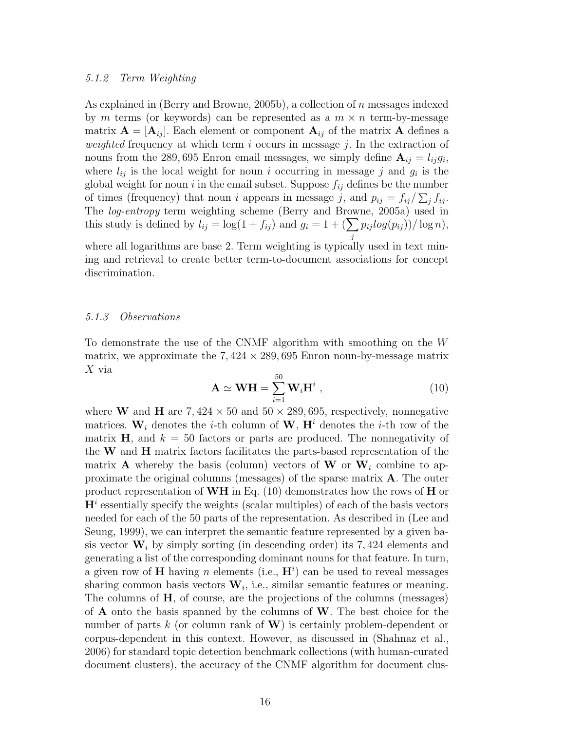#### 5.1.2 *Term Weighting*

As explained in (Berry and Browne, 2005b), a collection of $n$ messages indexed by $m$ terms (or keywords) can be represented as a $m \times n$ term-by-message matrix $\mathbf{A} = [\mathbf{A}_{ij}]$. Each element or component $\mathbf{A}_{ij}$ of the matrix $\mathbf{A}$ defines a *weighted* frequency at which term $i$ occurs in message $j$. In the extraction of nouns from the 289,695 Enron email messages, we simply define $\mathbf{A}_{ij} = l_{ij} g_i$, where $l_{ij}$ is the local weight for noun $i$ occurring in message $j$ and $g_i$ is the global weight for noun $i$ in the email subset. Suppose $f_{ij}$ defines be the number of times (frequency) that noun $i$ appears in message $j$, and $p_{ij} = f_{ij} / \sum_j f_{ij}$. The *log-entropy* term weighting scheme (Berry and Browne, 2005a) used in this study is defined by $l_{ij} = \log(1 + f_{ij})$ and $g_i = 1 + (\sum_j p_{ij} log(p_{ij})) / \log n)$, where all logarithms are base 2. Term weighting is typically used in text mining and retrieval to create better term-to-document associations for concept discrimination.

#### 5.1.3 *Observations*

To demonstrate the use of the CNMF algorithm with smoothing on the $W$ matrix, we approximate the $7,424 \times 289,695$ Enron noun-by-message matrix $X$ via

$$\mathbf{A} \simeq \mathbf{W}\mathbf{H} = \sum_{i=1}^{50} \mathbf{W}_i \mathbf{H}^i \ , \tag{10}$$

where $\mathbf{W}$ and $\mathbf{H}$ are $7,424 \times 50$ and $50 \times 289,695$, respectively, nonnegative matrices. $\mathbf{W}_i$ denotes the $i$-th column of $\mathbf{W}$, $\mathbf{H}^i$ denotes the $i$-th row of the matrix $\mathbf{H}$, and $k = 50$ factors or parts are produced. The nonnegativity of the $\mathbf{W}$ and $\mathbf{H}$ matrix factors facilitates the parts-based representation of the matrix $\mathbf{A}$ whereby the basis (column) vectors of $\mathbf{W}$ or $\mathbf{W}_i$ combine to approximate the original columns (messages) of the sparse matrix $\mathbf{A}$. The outer product representation of $\mathbf{WH}$ in Eq. (10) demonstrates how the rows of $\mathbf{H}$ or $\mathbf{H}^i$ essentially specify the weights (scalar multiples) of each of the basis vectors needed for each of the 50 parts of the representation. As described in (Lee and Seung, 1999), we can interpret the semantic feature represented by a given basis vector $\mathbf{W}_i$ by simply sorting (in descending order) its 7,424 elements and generating a list of the corresponding dominant nouns for that feature. In turn, a given row of $\mathbf{H}$ having $n$ elements (i.e., $\mathbf{H}^i$) can be used to reveal messages sharing common basis vectors $\mathbf{W}_i$, i.e., similar semantic features or meaning. The columns of $\mathbf{H}$, of course, are the projections of the columns (messages) of $\mathbf{A}$ onto the basis spanned by the columns of $\mathbf{W}$. The best choice for the number of parts $k$ (or column rank of $\mathbf{W}$) is certainly problem-dependent or corpus-dependent in this context. However, as discussed in (Shahnaz et al., 2006) for standard topic detection benchmark collections (with human-curated document clusters), the accuracy of the CNMF algorithm for document clus-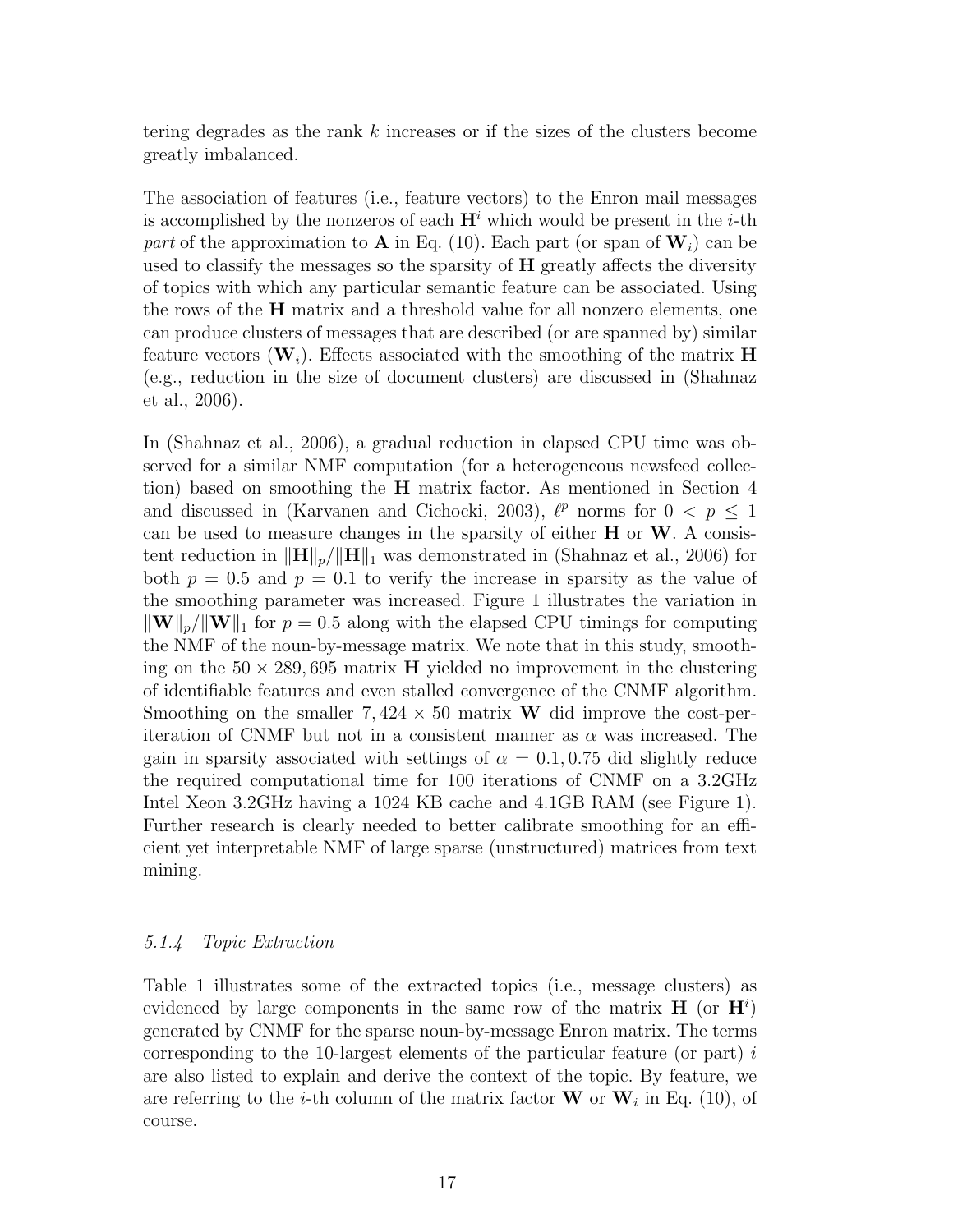tering degrades as the rank $k$ increases or if the sizes of the clusters become greatly imbalanced.

The association of features (i.e., feature vectors) to the Enron mail messages is accomplished by the nonzeros of each $\mathbf{H}^i$ which would be present in the $i$-th *part* of the approximation to $\mathbf{A}$ in Eq. (10). Each part (or span of $\mathbf{W}_i$) can be used to classify the messages so the sparsity of $\mathbf{H}$ greatly affects the diversity of topics with which any particular semantic feature can be associated. Using the rows of the $\mathbf{H}$ matrix and a threshold value for all nonzero elements, one can produce clusters of messages that are described (or are spanned by) similar feature vectors ($\mathbf{W}_i$). Effects associated with the smoothing of the matrix $\mathbf{H}$ (e.g., reduction in the size of document clusters) are discussed in (Shahnaz et al., 2006).

In (Shahnaz et al., 2006), a gradual reduction in elapsed CPU time was observed for a similar NMF computation (for a heterogeneous newsfeed collection) based on smoothing the $\mathbf{H}$ matrix factor. As mentioned in Section 4 and discussed in (Karvanen and Cichocki, 2003), $\ell^p$ norms for $0 < p \leq 1$ can be used to measure changes in the sparsity of either $\mathbf{H}$ or $\mathbf{W}$. A consistent reduction in $\|\mathbf{H}\|_p / \|\mathbf{H}\|_1$ was demonstrated in (Shahnaz et al., 2006) for both $p = 0.5$ and $p = 0.1$ to verify the increase in sparsity as the value of the smoothing parameter was increased. Figure 1 illustrates the variation in $\|\mathbf{W}\|_p / \|\mathbf{W}\|_1$ for $p = 0.5$ along with the elapsed CPU timings for computing the NMF of the noun-by-message matrix. We note that in this study, smoothing on the $50 \times 289,695$ matrix $\mathbf{H}$ yielded no improvement in the clustering of identifiable features and even stalled convergence of the CNMF algorithm. Smoothing on the smaller $7,424 \times 50$ matrix $\mathbf{W}$ did improve the cost-per-iteration of CNMF but not in a consistent manner as $\alpha$ was increased. The gain in sparsity associated with settings of $\alpha = 0.1, 0.75$ did slightly reduce the required computational time for 100 iterations of CNMF on a 3.2GHz Intel Xeon 3.2GHz having a 1024 KB cache and 4.1GB RAM (see Figure 1). Further research is clearly needed to better calibrate smoothing for an efficient yet interpretable NMF of large sparse (unstructured) matrices from text mining.

#### *5.1.4 Topic Extraction*

Table 1 illustrates some of the extracted topics (i.e., message clusters) as evidenced by large components in the same row of the matrix $\mathbf{H}$ (or $\mathbf{H}^i$) generated by CNMF for the sparse noun-by-message Enron matrix. The terms corresponding to the 10-largest elements of the particular feature (or part) $i$ are also listed to explain and derive the context of the topic. By feature, we are referring to the $i$-th column of the matrix factor $\mathbf{W}$ or $\mathbf{W}_i$ in Eq. (10), of course.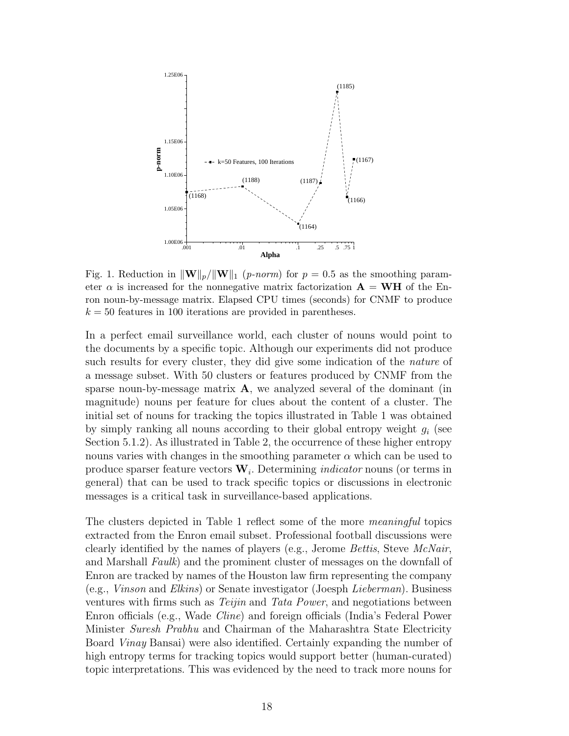Fig. 1. Reduction in $\|\mathbf{W}\|_p/\|\mathbf{W}\|_1$ (*p-norm*) for $p = 0.5$ as the smoothing parameter $\alpha$ is increased for the nonnegative matrix factorization $\mathbf{A} = \mathbf{WH}$ of the Enron noun-by-message matrix. Elapsed CPU times (seconds) for CNMF to produce $k = 50$ features in 100 iterations are provided in parentheses.

In a perfect email surveillance world, each cluster of nouns would point to the documents by a specific topic. Although our experiments did not produce such results for every cluster, they did give some indication of the *nature* of a message subset. With 50 clusters or features produced by CNMF from the sparse noun-by-message matrix $\mathbf{A}$, we analyzed several of the dominant (in magnitude) nouns per feature for clues about the content of a cluster. The initial set of nouns for tracking the topics illustrated in Table 1 was obtained by simply ranking all nouns according to their global entropy weight $g_i$ (see Section 5.1.2). As illustrated in Table 2, the occurrence of these higher entropy nouns varies with changes in the smoothing parameter $\alpha$ which can be used to produce sparser feature vectors $\mathbf{W}_i$. Determining *indicator* nouns (or terms in general) that can be used to track specific topics or discussions in electronic messages is a critical task in surveillance-based applications.

The clusters depicted in Table 1 reflect some of the more *meaningful* topics extracted from the Enron email subset. Professional football discussions were clearly identified by the names of players (e.g., Jerome *Bettis*, Steve *McNair*, and Marshall *Faulk*) and the prominent cluster of messages on the downfall of Enron are tracked by names of the Houston law firm representing the company (e.g., *Vinson* and *Elkins*) or Senate investigator (Joesph *Lieberman*). Business ventures with firms such as *Teijin* and *Tata Power*, and negotiations between Enron officials (e.g., Wade *Cline*) and foreign officials (India's Federal Power Minister *Suresh Prabhu* and Chairman of the Maharashtra State Electricity Board *Vinay* Bansai) were also identified. Certainly expanding the number of high entropy terms for tracking topics would support better (human-curated) topic interpretations. This was evidenced by the need to track more nouns for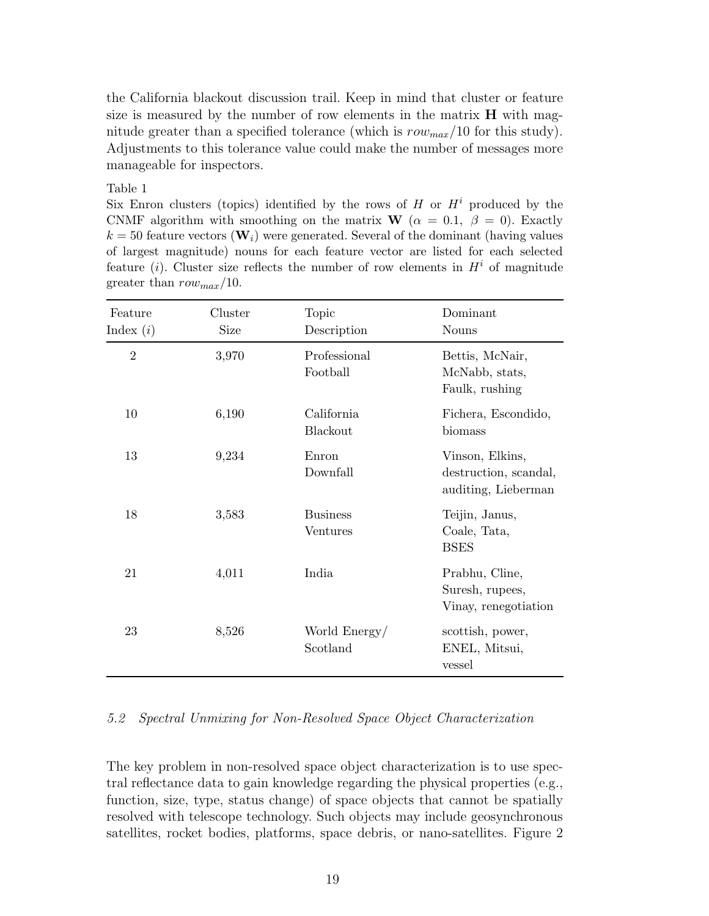the California blackout discussion trail. Keep in mind that cluster or feature size is measured by the number of row elements in the matrix $\mathbf{H}$ with magnitude greater than a specified tolerance (which is $row_{max}/10$ for this study). Adjustments to this tolerance value could make the number of messages more manageable for inspectors.

Table 1

Six Enron clusters (topics) identified by the rows of $H$ or $H^i$ produced by the CNMF algorithm with smoothing on the matrix $\mathbf{W}$ ($\alpha = 0.1,\ \beta = 0$). Exactly $k = 50$ feature vectors ($\mathbf{W}_i$) were generated. Several of the dominant (having values of largest magnitude) nouns for each feature vector are listed for each selected feature ($i$). Cluster size reflects the number of row elements in $H^i$ of magnitude greater than $row_{max}/10$.

| Feature Index ($i$) | Cluster Size | Topic Description | Dominant Nouns |
|---|---|---|---|
| 2 | 3,970 | Professional Football | Bettis, McNair, McNabb, stats, Faulk, rushing |
| 10 | 6,190 | California Blackout | Fichera, Escondido, biomass |
| 13 | 9,234 | Enron Downfall | Vinson, Elkins, destruction, scandal, auditing, Lieberman |
| 18 | 3,583 | Business Ventures | Teijin, Janus, Coale, Tata, BSES |
| 21 | 4,011 | India | Prabhu, Cline, Suresh, rupees, Vinay, renegotiation |
| 23 | 8,526 | World Energy/ Scotland | scottish, power, ENEL, Mitsui, vessel |

### *5.2 Spectral Unmixing for Non-Resolved Space Object Characterization*

The key problem in non-resolved space object characterization is to use spectral reflectance data to gain knowledge regarding the physical properties (e.g., function, size, type, status change) of space objects that cannot be spatially resolved with telescope technology. Such objects may include geosynchronous satellites, rocket bodies, platforms, space debris, or nano-satellites. Figure 2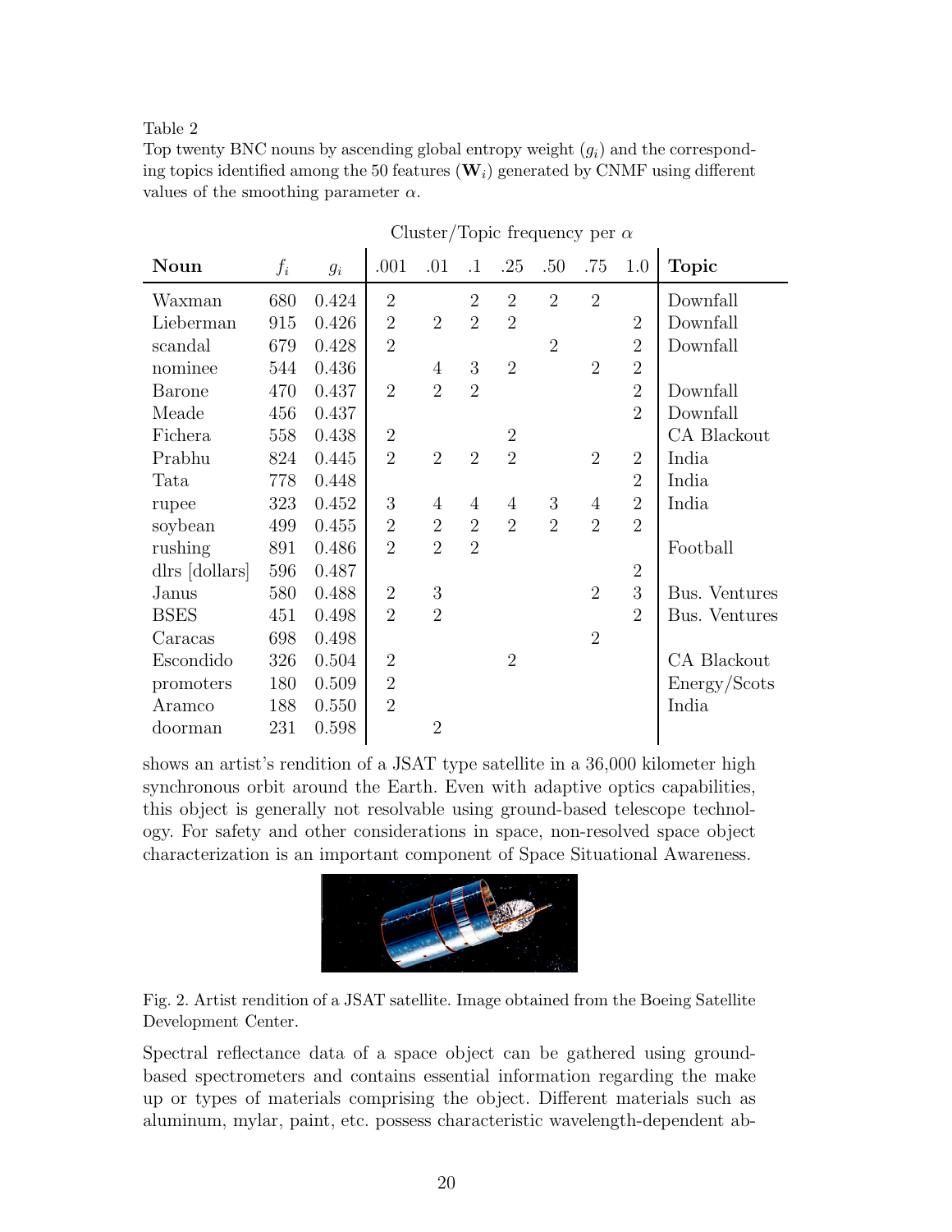Table 2
Top twenty BNC nouns by ascending global entropy weight ($g_i$) and the corresponding topics identified among the 50 features ($\mathbf{W}_i$) generated by CNMF using different values of the smoothing parameter $\alpha$.

| | | | Cluster/Topic frequency per $\alpha$ | | | | | | | |
|---|---|---|---|---|---|---|---|---|---|---|
| **Noun** | $f_i$ | $g_i$ | .001 | .01 | .1 | .25 | .50 | .75 | 1.0 | **Topic** |
| Waxman | 680 | 0.424 | 2 | | 2 | 2 | 2 | 2 | | Downfall |
| Lieberman | 915 | 0.426 | 2 | 2 | 2 | 2 | | | 2 | Downfall |
| scandal | 679 | 0.428 | 2 | | | | 2 | | 2 | Downfall |
| nominee | 544 | 0.436 | | 4 | 3 | 2 | | 2 | 2 | |
| Barone | 470 | 0.437 | 2 | 2 | 2 | | | | 2 | Downfall |
| Meade | 456 | 0.437 | | | | | | | 2 | Downfall |
| Fichera | 558 | 0.438 | 2 | | | 2 | | | | CA Blackout |
| Prabhu | 824 | 0.445 | 2 | 2 | 2 | 2 | | 2 | 2 | India |
| Tata | 778 | 0.448 | | | | | | | 2 | India |
| rupee | 323 | 0.452 | 3 | 4 | 4 | 4 | 3 | 4 | 2 | India |
| soybean | 499 | 0.455 | 2 | 2 | 2 | 2 | 2 | 2 | 2 | |
| rushing | 891 | 0.486 | 2 | 2 | 2 | | | | | Football |
| dlrs [dollars] | 596 | 0.487 | | | | | | | 2 | |
| Janus | 580 | 0.488 | 2 | 3 | | | | 2 | 3 | Bus. Ventures |
| BSES | 451 | 0.498 | 2 | 2 | | | | | 2 | Bus. Ventures |
| Caracas | 698 | 0.498 | | | | | | 2 | | |
| Escondido | 326 | 0.504 | 2 | | | 2 | | | | CA Blackout |
| promoters | 180 | 0.509 | 2 | | | | | | | Energy/Scots |
| Aramco | 188 | 0.550 | 2 | | | | | | | India |
| doorman | 231 | 0.598 | | 2 | | | | | | |

shows an artist's rendition of a JSAT type satellite in a 36,000 kilometer high synchronous orbit around the Earth. Even with adaptive optics capabilities, this object is generally not resolvable using ground-based telescope technology. For safety and other considerations in space, non-resolved space object characterization is an important component of Space Situational Awareness.

Fig. 2. Artist rendition of a JSAT satellite. Image obtained from the Boeing Satellite Development Center.

Spectral reflectance data of a space object can be gathered using ground-based spectrometers and contains essential information regarding the make up or types of materials comprising the object. Different materials such as aluminum, mylar, paint, etc. possess characteristic wavelength-dependent ab-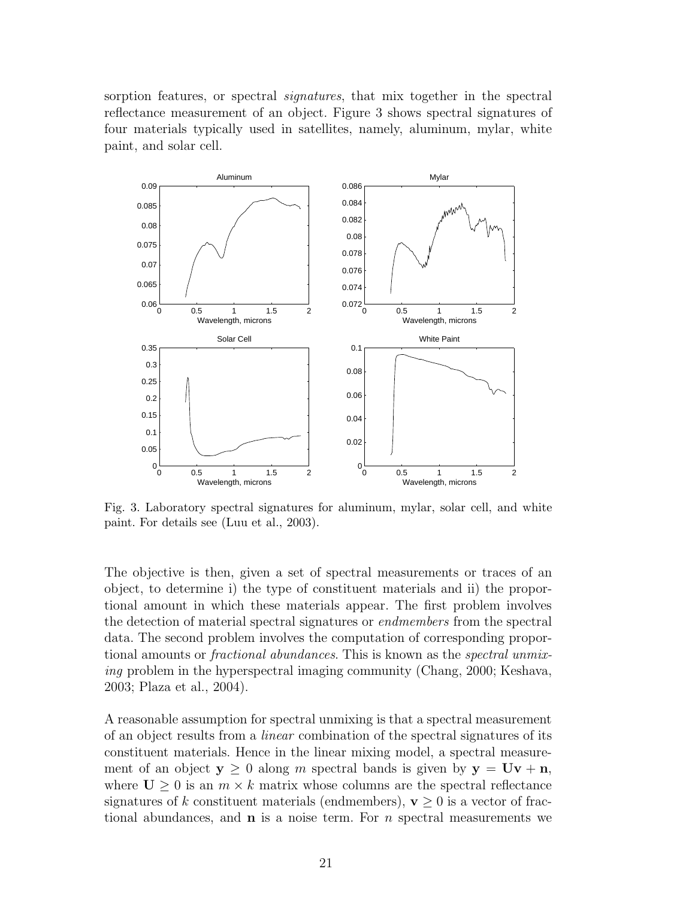sorption features, or spectral *signatures*, that mix together in the spectral reflectance measurement of an object. Figure 3 shows spectral signatures of four materials typically used in satellites, namely, aluminum, mylar, white paint, and solar cell.

Fig. 3. Laboratory spectral signatures for aluminum, mylar, solar cell, and white paint. For details see (Luu et al., 2003).

The objective is then, given a set of spectral measurements or traces of an object, to determine i) the type of constituent materials and ii) the proportional amount in which these materials appear. The first problem involves the detection of material spectral signatures or *endmembers* from the spectral data. The second problem involves the computation of corresponding proportional amounts or *fractional abundances*. This is known as the *spectral unmixing* problem in the hyperspectral imaging community (Chang, 2000; Keshava, 2003; Plaza et al., 2004).

A reasonable assumption for spectral unmixing is that a spectral measurement of an object results from a *linear* combination of the spectral signatures of its constituent materials. Hence in the linear mixing model, a spectral measurement of an object $\mathbf{y} \geq 0$ along $m$ spectral bands is given by $\mathbf{y} = \mathbf{U}\mathbf{v} + \mathbf{n}$, where $\mathbf{U} \geq 0$ is an $m \times k$ matrix whose columns are the spectral reflectance signatures of $k$ constituent materials (endmembers), $\mathbf{v} \geq 0$ is a vector of fractional abundances, and $\mathbf{n}$ is a noise term. For $n$ spectral measurements we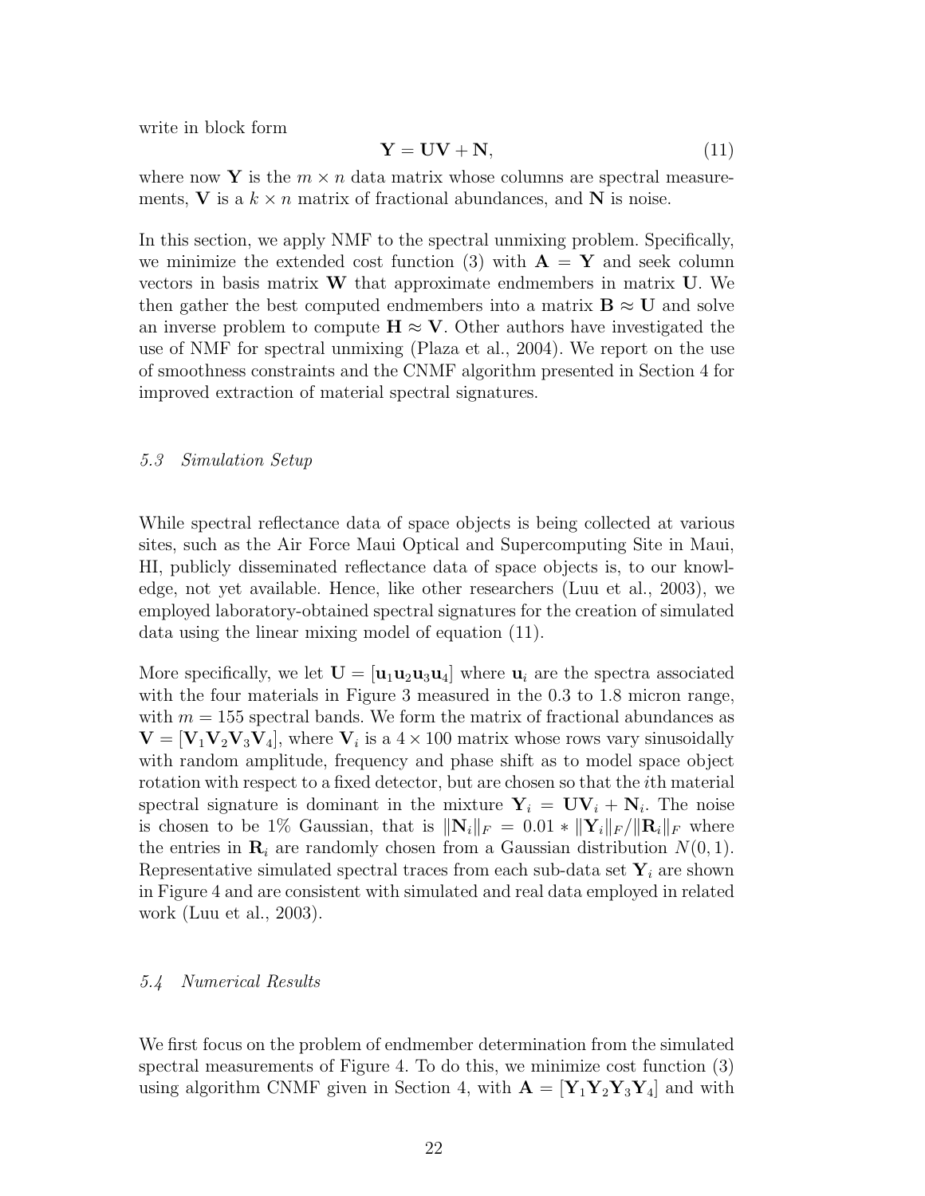write in block form

$$\mathbf{Y} = \mathbf{U}\mathbf{V} + \mathbf{N}, \tag{11}$$

where now $\mathbf{Y}$ is the $m \times n$ data matrix whose columns are spectral measurements, $\mathbf{V}$ is a $k \times n$ matrix of fractional abundances, and $\mathbf{N}$ is noise.

In this section, we apply NMF to the spectral unmixing problem. Specifically, we minimize the extended cost function (3) with $\mathbf{A} = \mathbf{Y}$ and seek column vectors in basis matrix $\mathbf{W}$ that approximate endmembers in matrix $\mathbf{U}$. We then gather the best computed endmembers into a matrix $\mathbf{B} \approx \mathbf{U}$ and solve an inverse problem to compute $\mathbf{H} \approx \mathbf{V}$. Other authors have investigated the use of NMF for spectral unmixing (Plaza et al., 2004). We report on the use of smoothness constraints and the CNMF algorithm presented in Section 4 for improved extraction of material spectral signatures.

### *5.3 Simulation Setup*

While spectral reflectance data of space objects is being collected at various sites, such as the Air Force Maui Optical and Supercomputing Site in Maui, HI, publicly disseminated reflectance data of space objects is, to our knowledge, not yet available. Hence, like other researchers (Luu et al., 2003), we employed laboratory-obtained spectral signatures for the creation of simulated data using the linear mixing model of equation (11).

More specifically, we let $\mathbf{U} = [\mathbf{u}_1\mathbf{u}_2\mathbf{u}_3\mathbf{u}_4]$ where $\mathbf{u}_i$ are the spectra associated with the four materials in Figure 3 measured in the 0.3 to 1.8 micron range, with $m = 155$ spectral bands. We form the matrix of fractional abundances as $\mathbf{V} = [\mathbf{V}_1\mathbf{V}_2\mathbf{V}_3\mathbf{V}_4]$, where $\mathbf{V}_i$ is a $4 \times 100$ matrix whose rows vary sinusoidally with random amplitude, frequency and phase shift as to model space object rotation with respect to a fixed detector, but are chosen so that the $i$th material spectral signature is dominant in the mixture $\mathbf{Y}_i = \mathbf{U}\mathbf{V}_i + \mathbf{N}_i$. The noise is chosen to be 1% Gaussian, that is $\|\mathbf{N}_i\|_F = 0.01 * \|\mathbf{Y}_i\|_F / \|\mathbf{R}_i\|_F$ where the entries in $\mathbf{R}_i$ are randomly chosen from a Gaussian distribution $N(0, 1)$. Representative simulated spectral traces from each sub-data set $\mathbf{Y}_i$ are shown in Figure 4 and are consistent with simulated and real data employed in related work (Luu et al., 2003).

### *5.4 Numerical Results*

We first focus on the problem of endmember determination from the simulated spectral measurements of Figure 4. To do this, we minimize cost function (3) using algorithm CNMF given in Section 4, with $\mathbf{A} = [\mathbf{Y}_1\mathbf{Y}_2\mathbf{Y}_3\mathbf{Y}_4]$ and with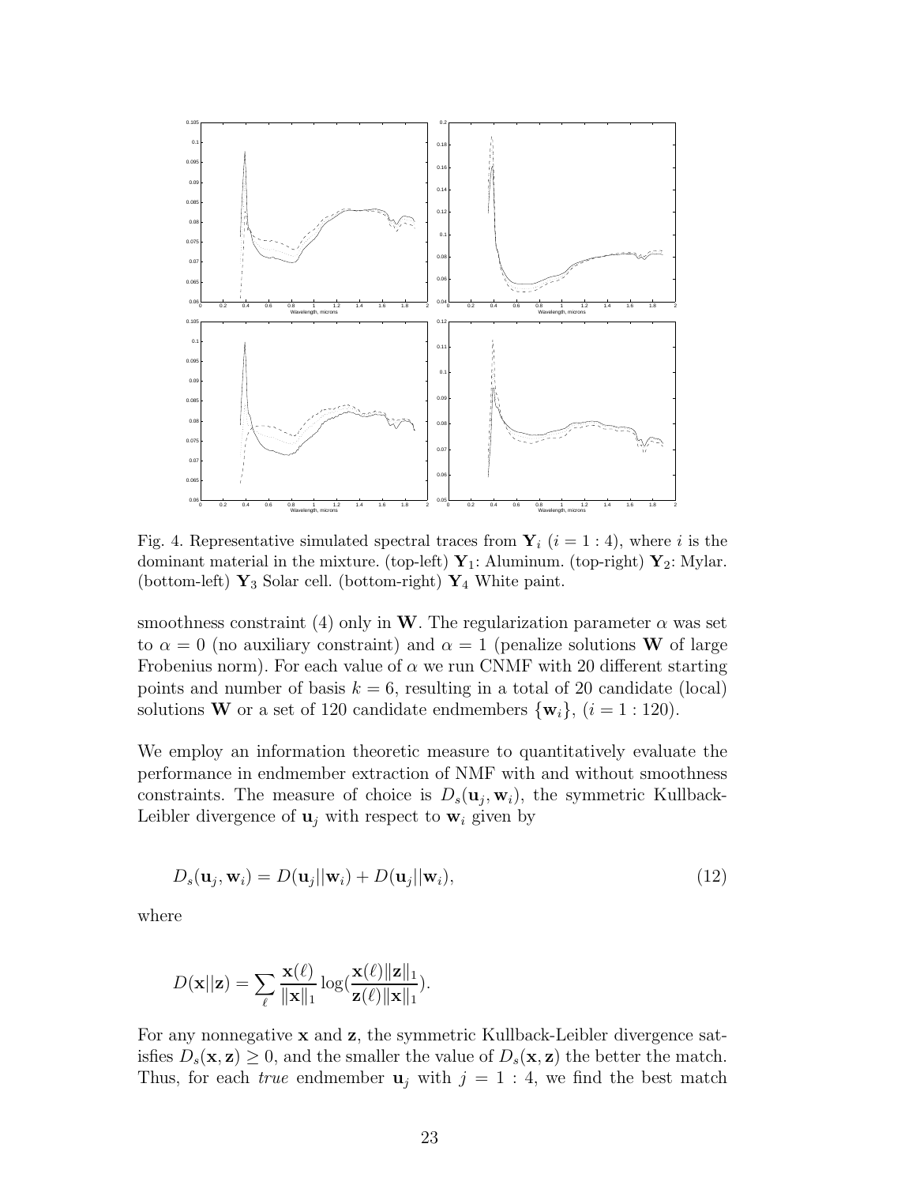Fig. 4. Representative simulated spectral traces from $\mathbf{Y}_i$ ($i = 1:4$), where $i$ is the dominant material in the mixture. (top-left) $\mathbf{Y}_1$: Aluminum. (top-right) $\mathbf{Y}_2$: Mylar. (bottom-left) $\mathbf{Y}_3$ Solar cell. (bottom-right) $\mathbf{Y}_4$ White paint.

smoothness constraint (4) only in $\mathbf{W}$. The regularization parameter $\alpha$ was set to $\alpha = 0$ (no auxiliary constraint) and $\alpha = 1$ (penalize solutions $\mathbf{W}$ of large Frobenius norm). For each value of $\alpha$ we run CNMF with 20 different starting points and number of basis $k = 6$, resulting in a total of 20 candidate (local) solutions $\mathbf{W}$ or a set of 120 candidate endmembers $\{\mathbf{w}_i\}$, ($i = 1:120$).

We employ an information theoretic measure to quantitatively evaluate the performance in endmember extraction of NMF with and without smoothness constraints. The measure of choice is $D_s(\mathbf{u}_j, \mathbf{w}_i)$, the symmetric Kullback-Leibler divergence of $\mathbf{u}_j$ with respect to $\mathbf{w}_i$ given by

$$D_s(\mathbf{u}_j, \mathbf{w}_i) = D(\mathbf{u}_j||\mathbf{w}_i) + D(\mathbf{u}_j||\mathbf{w}_i), \tag{12}$$

where

$$D(\mathbf{x}||\mathbf{z}) = \sum_{\ell} \frac{\mathbf{x}(\ell)}{\|\mathbf{x}\|_1} \log(\frac{\mathbf{x}(\ell)\|\mathbf{z}\|_1}{\mathbf{z}(\ell)\|\mathbf{x}\|_1}).$$

For any nonnegative $\mathbf{x}$ and $\mathbf{z}$, the symmetric Kullback-Leibler divergence satisfies $D_s(\mathbf{x}, \mathbf{z}) \geq 0$, and the smaller the value of $D_s(\mathbf{x}, \mathbf{z})$ the better the match. Thus, for each *true* endmember $\mathbf{u}_j$ with $j = 1:4$, we find the best match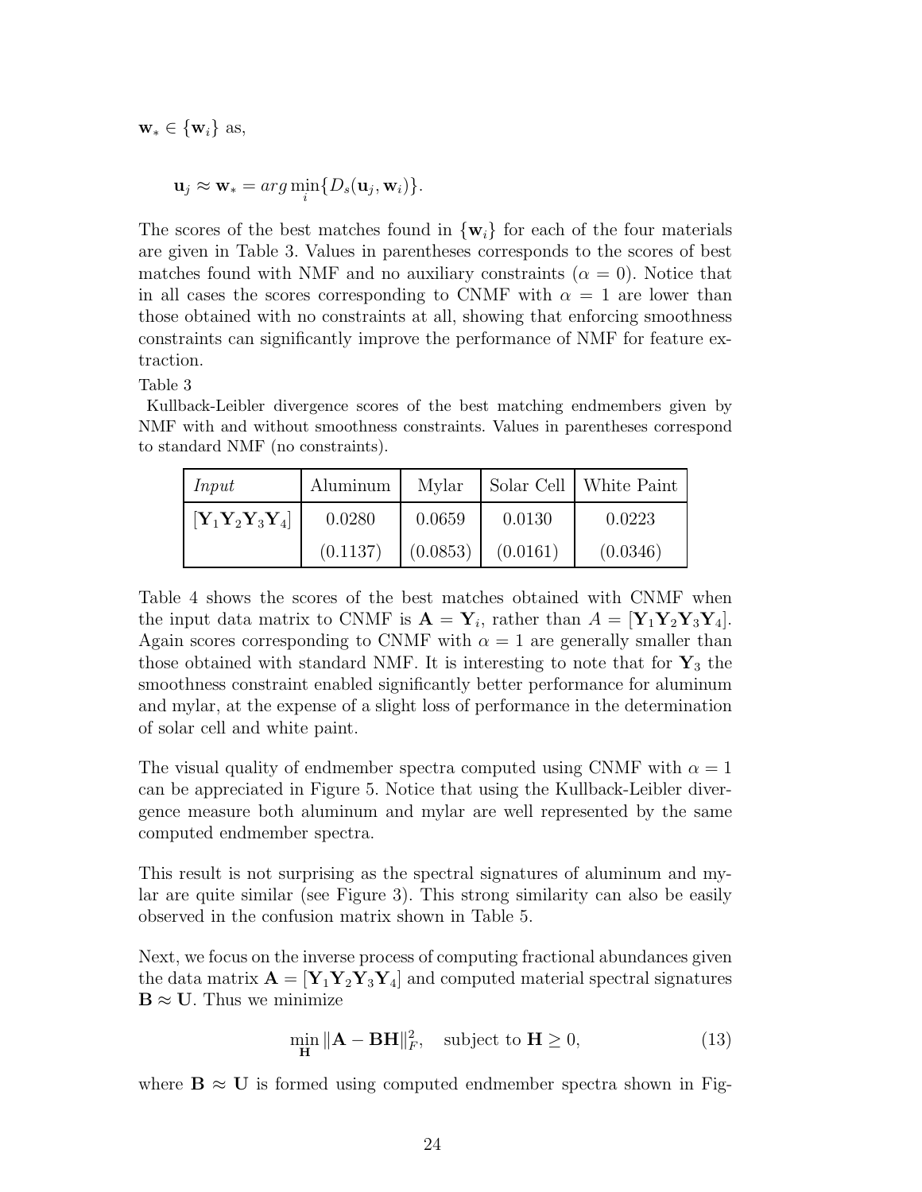$\mathbf{w}_* \in \{\mathbf{w}_i\}$ as,

$$\mathbf{u}_j \approx \mathbf{w}_* = arg \min_i \{D_s(\mathbf{u}_j, \mathbf{w}_i)\}.$$

The scores of the best matches found in $\{\mathbf{w}_i\}$ for each of the four materials are given in Table 3. Values in parentheses corresponds to the scores of best matches found with NMF and no auxiliary constraints ($\alpha = 0$). Notice that in all cases the scores corresponding to CNMF with $\alpha = 1$ are lower than those obtained with no constraints at all, showing that enforcing smoothness constraints can significantly improve the performance of NMF for feature extraction.

Table 3

Kullback-Leibler divergence scores of the best matching endmembers given by NMF with and without smoothness constraints. Values in parentheses correspond to standard NMF (no constraints).

| *Input* | Aluminum | Mylar | Solar Cell | White Paint |
|---|---|---|---|---|
| $[\mathbf{Y}_1\mathbf{Y}_2\mathbf{Y}_3\mathbf{Y}_4]$ | 0.0280 | 0.0659 | 0.0130 | 0.0223 |
| | (0.1137) | (0.0853) | (0.0161) | (0.0346) |

Table 4 shows the scores of the best matches obtained with CNMF when the input data matrix to CNMF is $\mathbf{A} = \mathbf{Y}_i$, rather than $A = [\mathbf{Y}_1\mathbf{Y}_2\mathbf{Y}_3\mathbf{Y}_4]$. Again scores corresponding to CNMF with $\alpha = 1$ are generally smaller than those obtained with standard NMF. It is interesting to note that for $\mathbf{Y}_3$ the smoothness constraint enabled significantly better performance for aluminum and mylar, at the expense of a slight loss of performance in the determination of solar cell and white paint.

The visual quality of endmember spectra computed using CNMF with $\alpha = 1$ can be appreciated in Figure 5. Notice that using the Kullback-Leibler divergence measure both aluminum and mylar are well represented by the same computed endmember spectra.

This result is not surprising as the spectral signatures of aluminum and mylar are quite similar (see Figure 3). This strong similarity can also be easily observed in the confusion matrix shown in Table 5.

Next, we focus on the inverse process of computing fractional abundances given the data matrix $\mathbf{A} = [\mathbf{Y}_1\mathbf{Y}_2\mathbf{Y}_3\mathbf{Y}_4]$ and computed material spectral signatures $\mathbf{B} \approx \mathbf{U}$. Thus we minimize

$$\min_{\mathbf{H}} \|\mathbf{A} - \mathbf{B}\mathbf{H}\|_F^2, \quad \text{subject to } \mathbf{H} \geq 0, \tag{13}$$

where $\mathbf{B} \approx \mathbf{U}$ is formed using computed endmember spectra shown in Fig-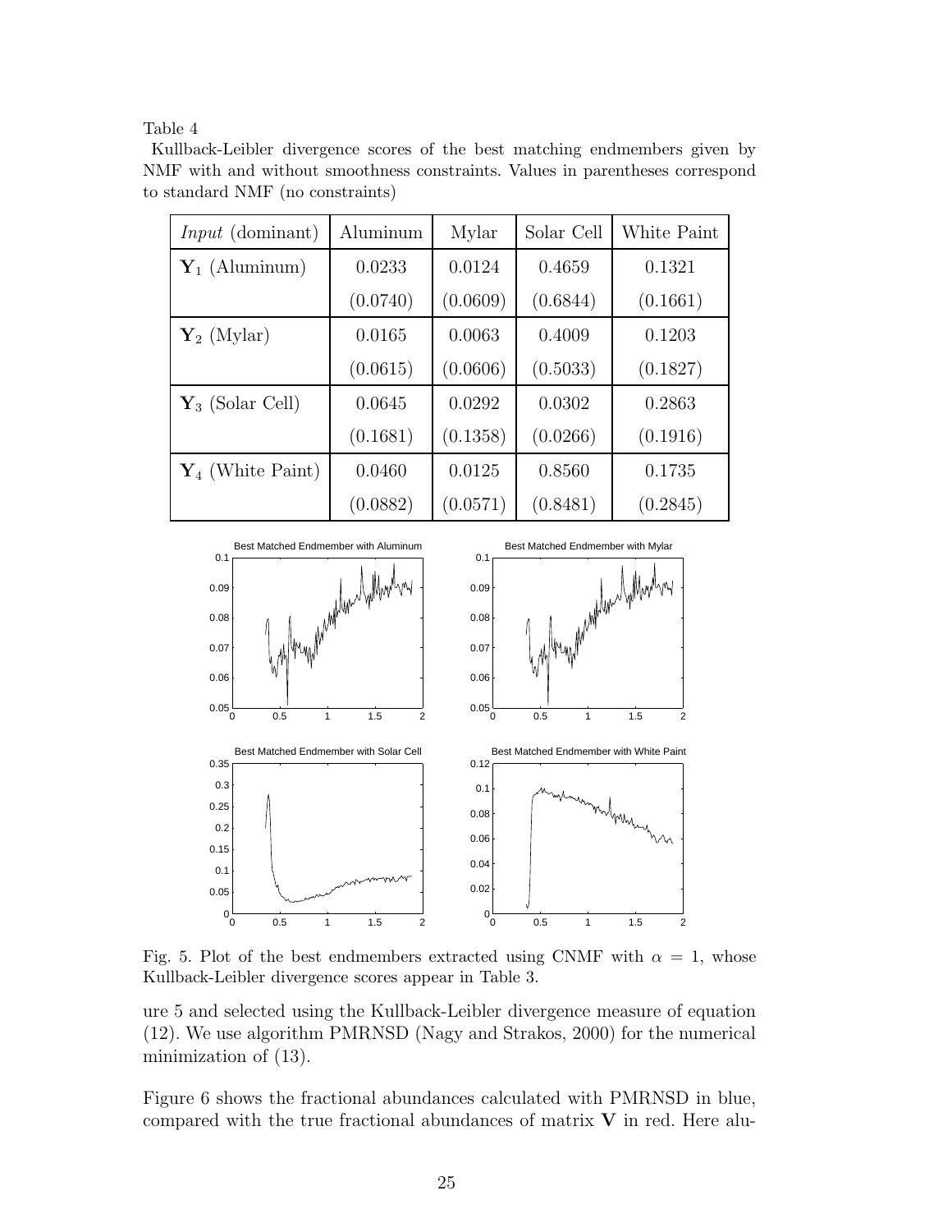Table 4

Kullback-Leibler divergence scores of the best matching endmembers given by NMF with and without smoothness constraints. Values in parentheses correspond to standard NMF (no constraints)

| *Input* (dominant) | Aluminum | Mylar | Solar Cell | White Paint |
|---|---|---|---|---|
| $\mathbf{Y}_1$ (Aluminum) | 0.0233 | 0.0124 | 0.4659 | 0.1321 |
| | (0.0740) | (0.0609) | (0.6844) | (0.1661) |
| $\mathbf{Y}_2$ (Mylar) | 0.0165 | 0.0063 | 0.4009 | 0.1203 |
| | (0.0615) | (0.0606) | (0.5033) | (0.1827) |
| $\mathbf{Y}_3$ (Solar Cell) | 0.0645 | 0.0292 | 0.0302 | 0.2863 |
| | (0.1681) | (0.1358) | (0.0266) | (0.1916) |
| $\mathbf{Y}_4$ (White Paint) | 0.0460 | 0.0125 | 0.8560 | 0.1735 |
| | (0.0882) | (0.0571) | (0.8481) | (0.2845) |

Fig. 5. Plot of the best endmembers extracted using CNMF with $\alpha = 1$, whose Kullback-Leibler divergence scores appear in Table 3.

ure 5 and selected using the Kullback-Leibler divergence measure of equation (12). We use algorithm PMRNSD (Nagy and Strakos, 2000) for the numerical minimization of (13).

Figure 6 shows the fractional abundances calculated with PMRNSD in blue, compared with the true fractional abundances of matrix $\mathbf{V}$ in red. Here alu-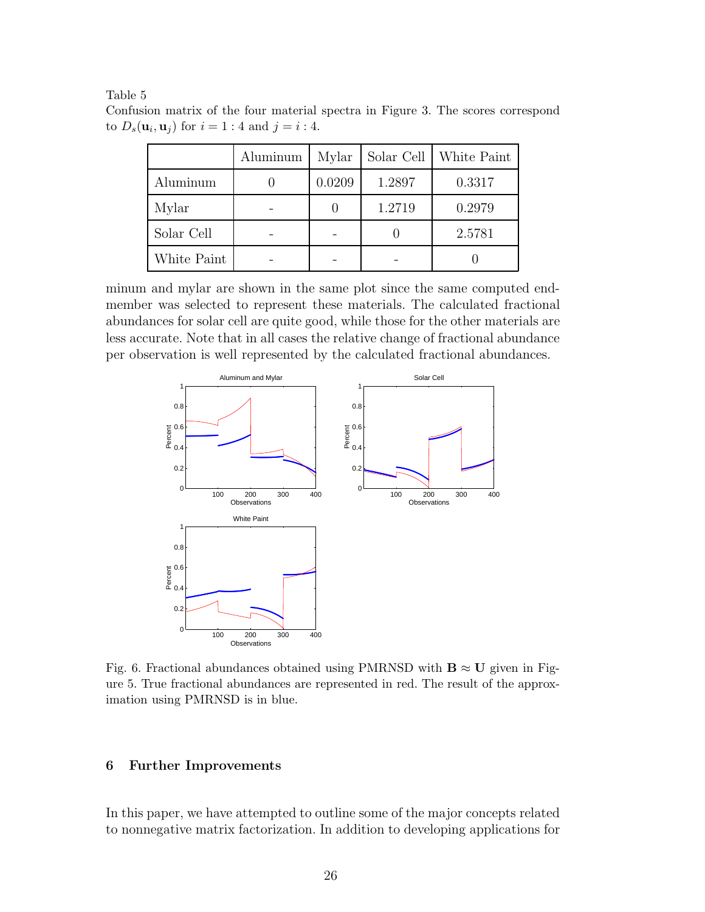Table 5
Confusion matrix of the four material spectra in Figure 3. The scores correspond to $D_s(\mathbf{u}_i, \mathbf{u}_j)$ for $i = 1:4$ and $j = i:4$.

| | Aluminum | Mylar | Solar Cell | White Paint |
|---|---|---|---|---|
| Aluminum | 0 | 0.0209 | 1.2897 | 0.3317 |
| Mylar | - | 0 | 1.2719 | 0.2979 |
| Solar Cell | - | - | 0 | 2.5781 |
| White Paint | - | - | - | 0 |

minum and mylar are shown in the same plot since the same computed end-member was selected to represent these materials. The calculated fractional abundances for solar cell are quite good, while those for the other materials are less accurate. Note that in all cases the relative change of fractional abundance per observation is well represented by the calculated fractional abundances.

Fig. 6. Fractional abundances obtained using PMRNSD with $\mathbf{B} \approx \mathbf{U}$ given in Figure 5. True fractional abundances are represented in red. The result of the approximation using PMRNSD is in blue.

## 6 Further Improvements

In this paper, we have attempted to outline some of the major concepts related to nonnegative matrix factorization. In addition to developing applications for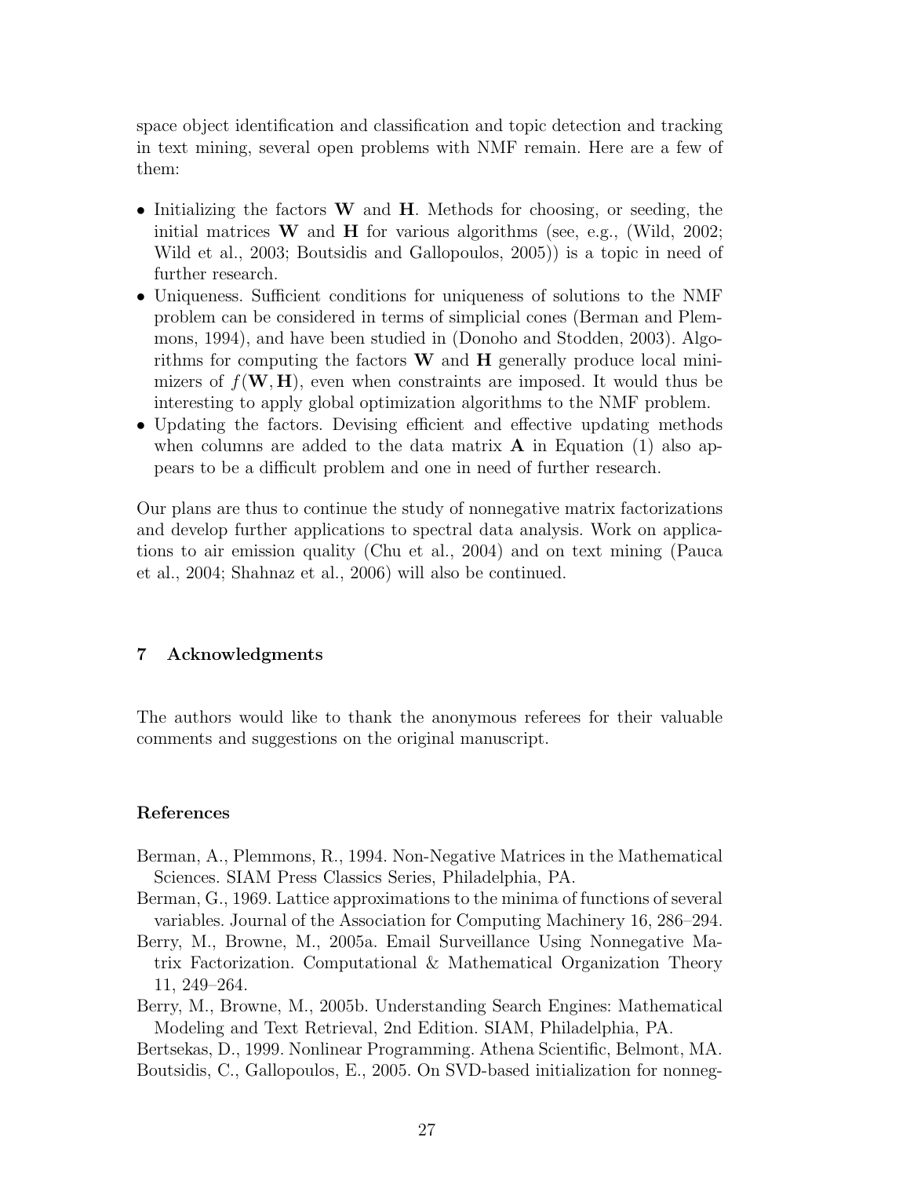space object identification and classification and topic detection and tracking in text mining, several open problems with NMF remain. Here are a few of them:

- Initializing the factors $\mathbf{W}$ and $\mathbf{H}$. Methods for choosing, or seeding, the initial matrices $\mathbf{W}$ and $\mathbf{H}$ for various algorithms (see, e.g., (Wild, 2002; Wild et al., 2003; Boutsidis and Gallopoulos, 2005)) is a topic in need of further research.
- Uniqueness. Sufficient conditions for uniqueness of solutions to the NMF problem can be considered in terms of simplicial cones (Berman and Plemmons, 1994), and have been studied in (Donoho and Stodden, 2003). Algorithms for computing the factors $\mathbf{W}$ and $\mathbf{H}$ generally produce local minimizers of $f(\mathbf{W}, \mathbf{H})$, even when constraints are imposed. It would thus be interesting to apply global optimization algorithms to the NMF problem.
- Updating the factors. Devising efficient and effective updating methods when columns are added to the data matrix $\mathbf{A}$ in Equation (1) also appears to be a difficult problem and one in need of further research.

Our plans are thus to continue the study of nonnegative matrix factorizations and develop further applications to spectral data analysis. Work on applications to air emission quality (Chu et al., 2004) and on text mining (Pauca et al., 2004; Shahnaz et al., 2006) will also be continued.

## 7 Acknowledgments

The authors would like to thank the anonymous referees for their valuable comments and suggestions on the original manuscript.

## References

Berman, A., Plemmons, R., 1994. Non-Negative Matrices in the Mathematical Sciences. SIAM Press Classics Series, Philadelphia, PA.

Berman, G., 1969. Lattice approximations to the minima of functions of several variables. Journal of the Association for Computing Machinery 16, 286–294.

Berry, M., Browne, M., 2005a. Email Surveillance Using Nonnegative Matrix Factorization. Computational & Mathematical Organization Theory 11, 249–264.

Berry, M., Browne, M., 2005b. Understanding Search Engines: Mathematical Modeling and Text Retrieval, 2nd Edition. SIAM, Philadelphia, PA.

Bertsekas, D., 1999. Nonlinear Programming. Athena Scientific, Belmont, MA.

Boutsidis, C., Gallopoulos, E., 2005. On SVD-based initialization for nonneg-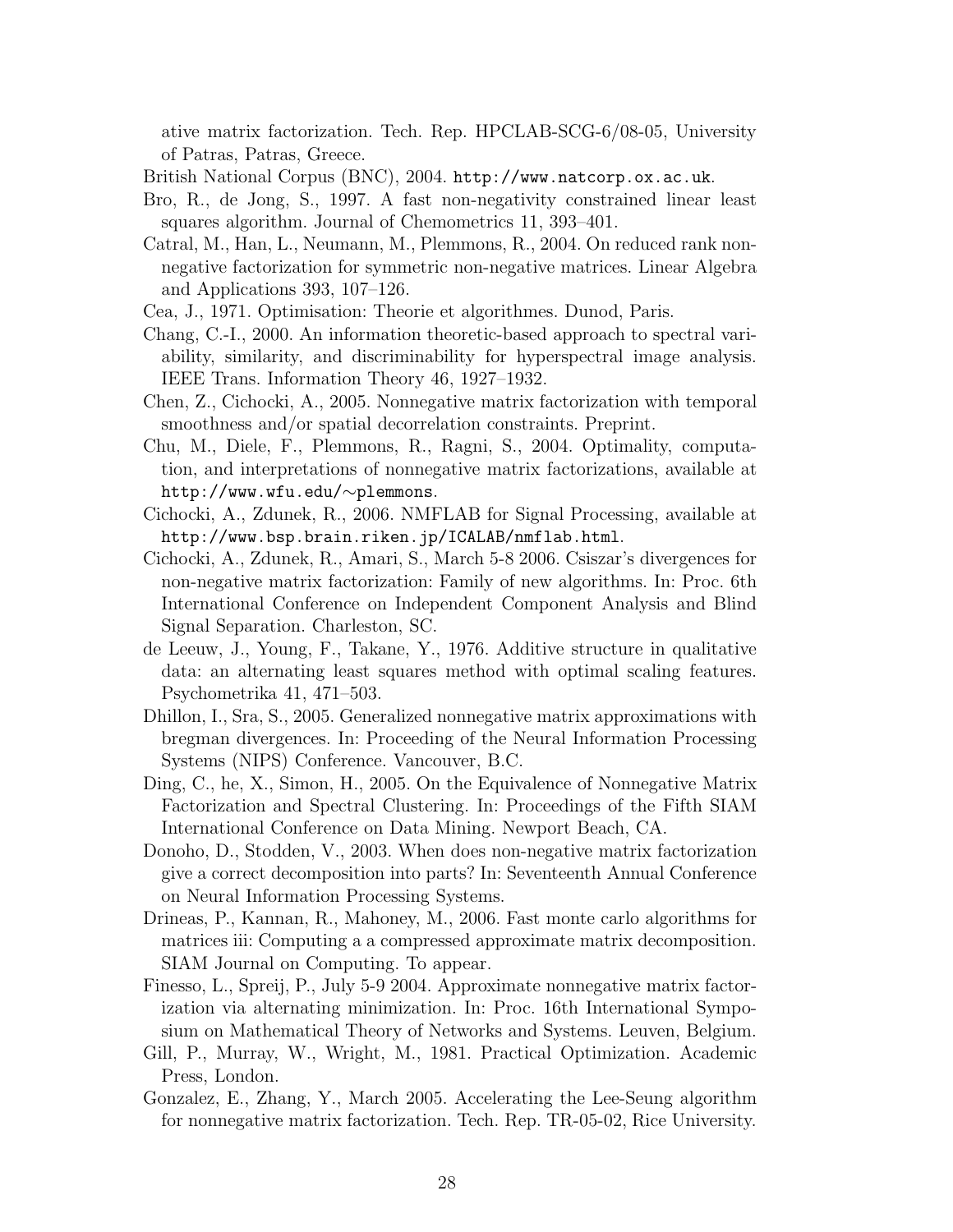ative matrix factorization. Tech. Rep. HPCLAB-SCG-6/08-05, University of Patras, Patras, Greece.

British National Corpus (BNC), 2004. `http://www.natcorp.ox.ac.uk`.

Bro, R., de Jong, S., 1997. A fast non-negativity constrained linear least squares algorithm. Journal of Chemometrics 11, 393–401.

Catral, M., Han, L., Neumann, M., Plemmons, R., 2004. On reduced rank nonnegative factorization for symmetric non-negative matrices. Linear Algebra and Applications 393, 107–126.

Cea, J., 1971. Optimisation: Theorie et algorithmes. Dunod, Paris.

Chang, C.-I., 2000. An information theoretic-based approach to spectral variability, similarity, and discriminability for hyperspectral image analysis. IEEE Trans. Information Theory 46, 1927–1932.

Chen, Z., Cichocki, A., 2005. Nonnegative matrix factorization with temporal smoothness and/or spatial decorrelation constraints. Preprint.

Chu, M., Diele, F., Plemmons, R., Ragni, S., 2004. Optimality, computation, and interpretations of nonnegative matrix factorizations, available at `http://www.wfu.edu/~plemmons`.

Cichocki, A., Zdunek, R., 2006. NMFLAB for Signal Processing, available at `http://www.bsp.brain.riken.jp/ICALAB/nmflab.html`.

Cichocki, A., Zdunek, R., Amari, S., March 5-8 2006. Csiszar's divergences for non-negative matrix factorization: Family of new algorithms. In: Proc. 6th International Conference on Independent Component Analysis and Blind Signal Separation. Charleston, SC.

de Leeuw, J., Young, F., Takane, Y., 1976. Additive structure in qualitative data: an alternating least squares method with optimal scaling features. Psychometrika 41, 471–503.

Dhillon, I., Sra, S., 2005. Generalized nonnegative matrix approximations with bregman divergences. In: Proceeding of the Neural Information Processing Systems (NIPS) Conference. Vancouver, B.C.

Ding, C., he, X., Simon, H., 2005. On the Equivalence of Nonnegative Matrix Factorization and Spectral Clustering. In: Proceedings of the Fifth SIAM International Conference on Data Mining. Newport Beach, CA.

Donoho, D., Stodden, V., 2003. When does non-negative matrix factorization give a correct decomposition into parts? In: Seventeenth Annual Conference on Neural Information Processing Systems.

Drineas, P., Kannan, R., Mahoney, M., 2006. Fast monte carlo algorithms for matrices iii: Computing a a compressed approximate matrix decomposition. SIAM Journal on Computing. To appear.

Finesso, L., Spreij, P., July 5-9 2004. Approximate nonnegative matrix factorization via alternating minimization. In: Proc. 16th International Symposium on Mathematical Theory of Networks and Systems. Leuven, Belgium.

Gill, P., Murray, W., Wright, M., 1981. Practical Optimization. Academic Press, London.

Gonzalez, E., Zhang, Y., March 2005. Accelerating the Lee-Seung algorithm for nonnegative matrix factorization. Tech. Rep. TR-05-02, Rice University.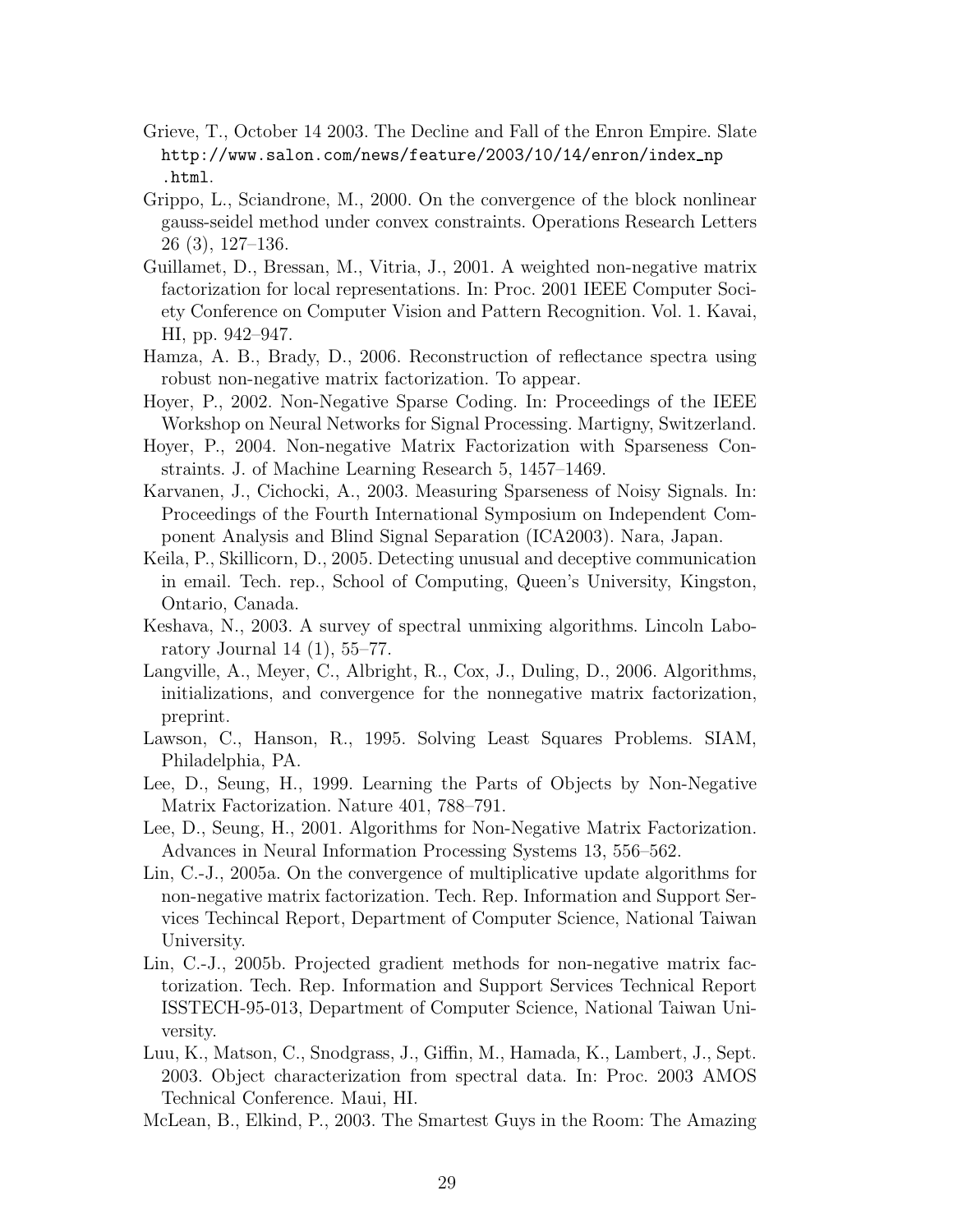Grieve, T., October 14 2003. The Decline and Fall of the Enron Empire. Slate `http://www.salon.com/news/feature/2003/10/14/enron/index_np.html`.

Grippo, L., Sciandrone, M., 2000. On the convergence of the block nonlinear gauss-seidel method under convex constraints. Operations Research Letters 26 (3), 127–136.

Guillamet, D., Bressan, M., Vitria, J., 2001. A weighted non-negative matrix factorization for local representations. In: Proc. 2001 IEEE Computer Society Conference on Computer Vision and Pattern Recognition. Vol. 1. Kavai, HI, pp. 942–947.

Hamza, A. B., Brady, D., 2006. Reconstruction of reflectance spectra using robust non-negative matrix factorization. To appear.

Hoyer, P., 2002. Non-Negative Sparse Coding. In: Proceedings of the IEEE Workshop on Neural Networks for Signal Processing. Martigny, Switzerland.

Hoyer, P., 2004. Non-negative Matrix Factorization with Sparseness Constraints. J. of Machine Learning Research 5, 1457–1469.

Karvanen, J., Cichocki, A., 2003. Measuring Sparseness of Noisy Signals. In: Proceedings of the Fourth International Symposium on Independent Component Analysis and Blind Signal Separation (ICA2003). Nara, Japan.

Keila, P., Skillicorn, D., 2005. Detecting unusual and deceptive communication in email. Tech. rep., School of Computing, Queen's University, Kingston, Ontario, Canada.

Keshava, N., 2003. A survey of spectral unmixing algorithms. Lincoln Laboratory Journal 14 (1), 55–77.

Langville, A., Meyer, C., Albright, R., Cox, J., Duling, D., 2006. Algorithms, initializations, and convergence for the nonnegative matrix factorization, preprint.

Lawson, C., Hanson, R., 1995. Solving Least Squares Problems. SIAM, Philadelphia, PA.

Lee, D., Seung, H., 1999. Learning the Parts of Objects by Non-Negative Matrix Factorization. Nature 401, 788–791.

Lee, D., Seung, H., 2001. Algorithms for Non-Negative Matrix Factorization. Advances in Neural Information Processing Systems 13, 556–562.

Lin, C.-J., 2005a. On the convergence of multiplicative update algorithms for non-negative matrix factorization. Tech. Rep. Information and Support Services Techincal Report, Department of Computer Science, National Taiwan University.

Lin, C.-J., 2005b. Projected gradient methods for non-negative matrix factorization. Tech. Rep. Information and Support Services Technical Report ISSTECH-95-013, Department of Computer Science, National Taiwan University.

Luu, K., Matson, C., Snodgrass, J., Giffin, M., Hamada, K., Lambert, J., Sept. 2003. Object characterization from spectral data. In: Proc. 2003 AMOS Technical Conference. Maui, HI.

McLean, B., Elkind, P., 2003. The Smartest Guys in the Room: The Amazing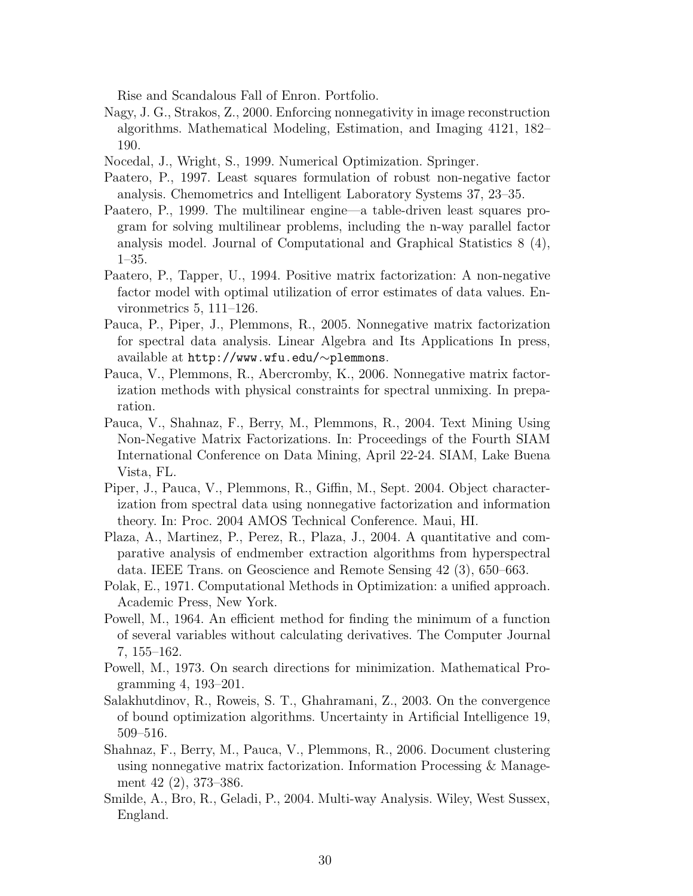Rise and Scandalous Fall of Enron. Portfolio.

Nagy, J. G., Strakos, Z., 2000. Enforcing nonnegativity in image reconstruction algorithms. Mathematical Modeling, Estimation, and Imaging 4121, 182–190.

Nocedal, J., Wright, S., 1999. Numerical Optimization. Springer.

Paatero, P., 1997. Least squares formulation of robust non-negative factor analysis. Chemometrics and Intelligent Laboratory Systems 37, 23–35.

Paatero, P., 1999. The multilinear engine—a table-driven least squares program for solving multilinear problems, including the n-way parallel factor analysis model. Journal of Computational and Graphical Statistics 8 (4), 1–35.

Paatero, P., Tapper, U., 1994. Positive matrix factorization: A non-negative factor model with optimal utilization of error estimates of data values. Environmetrics 5, 111–126.

Pauca, P., Piper, J., Plemmons, R., 2005. Nonnegative matrix factorization for spectral data analysis. Linear Algebra and Its Applications In press, available at `http://www.wfu.edu/∼plemmons`.

Pauca, V., Plemmons, R., Abercromby, K., 2006. Nonnegative matrix factorization methods with physical constraints for spectral unmixing. In preparation.

Pauca, V., Shahnaz, F., Berry, M., Plemmons, R., 2004. Text Mining Using Non-Negative Matrix Factorizations. In: Proceedings of the Fourth SIAM International Conference on Data Mining, April 22-24. SIAM, Lake Buena Vista, FL.

Piper, J., Pauca, V., Plemmons, R., Giffin, M., Sept. 2004. Object characterization from spectral data using nonnegative factorization and information theory. In: Proc. 2004 AMOS Technical Conference. Maui, HI.

Plaza, A., Martinez, P., Perez, R., Plaza, J., 2004. A quantitative and comparative analysis of endmember extraction algorithms from hyperspectral data. IEEE Trans. on Geoscience and Remote Sensing 42 (3), 650–663.

Polak, E., 1971. Computational Methods in Optimization: a unified approach. Academic Press, New York.

Powell, M., 1964. An efficient method for finding the minimum of a function of several variables without calculating derivatives. The Computer Journal 7, 155–162.

Powell, M., 1973. On search directions for minimization. Mathematical Programming 4, 193–201.

Salakhutdinov, R., Roweis, S. T., Ghahramani, Z., 2003. On the convergence of bound optimization algorithms. Uncertainty in Artificial Intelligence 19, 509–516.

Shahnaz, F., Berry, M., Pauca, V., Plemmons, R., 2006. Document clustering using nonnegative matrix factorization. Information Processing & Management 42 (2), 373–386.

Smilde, A., Bro, R., Geladi, P., 2004. Multi-way Analysis. Wiley, West Sussex, England.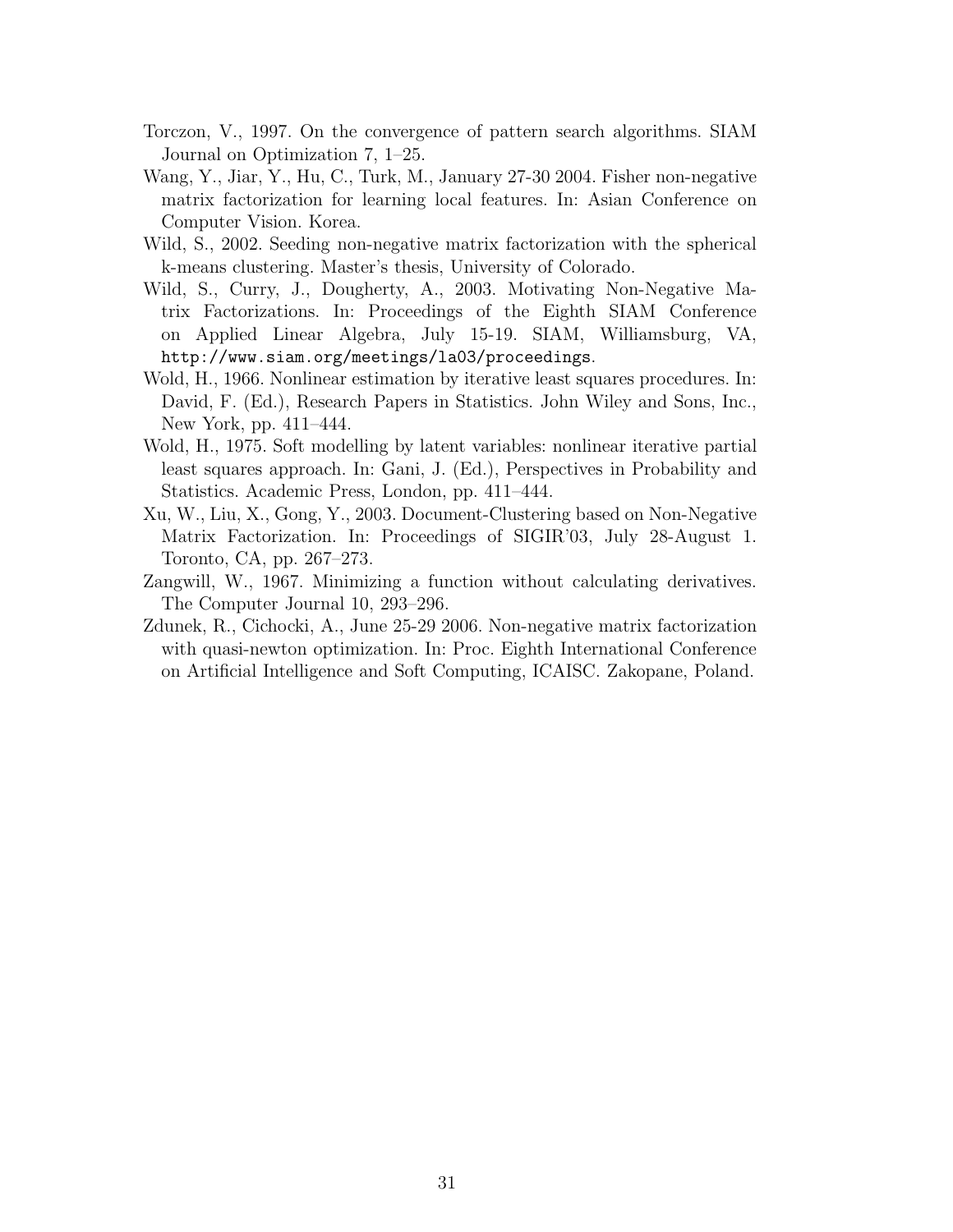Torczon, V., 1997. On the convergence of pattern search algorithms. SIAM Journal on Optimization 7, 1–25.

Wang, Y., Jiar, Y., Hu, C., Turk, M., January 27-30 2004. Fisher non-negative matrix factorization for learning local features. In: Asian Conference on Computer Vision. Korea.

Wild, S., 2002. Seeding non-negative matrix factorization with the spherical k-means clustering. Master's thesis, University of Colorado.

Wild, S., Curry, J., Dougherty, A., 2003. Motivating Non-Negative Matrix Factorizations. In: Proceedings of the Eighth SIAM Conference on Applied Linear Algebra, July 15-19. SIAM, Williamsburg, VA, http://www.siam.org/meetings/la03/proceedings.

Wold, H., 1966. Nonlinear estimation by iterative least squares procedures. In: David, F. (Ed.), Research Papers in Statistics. John Wiley and Sons, Inc., New York, pp. 411–444.

Wold, H., 1975. Soft modelling by latent variables: nonlinear iterative partial least squares approach. In: Gani, J. (Ed.), Perspectives in Probability and Statistics. Academic Press, London, pp. 411–444.

Xu, W., Liu, X., Gong, Y., 2003. Document-Clustering based on Non-Negative Matrix Factorization. In: Proceedings of SIGIR'03, July 28-August 1. Toronto, CA, pp. 267–273.

Zangwill, W., 1967. Minimizing a function without calculating derivatives. The Computer Journal 10, 293–296.

Zdunek, R., Cichocki, A., June 25-29 2006. Non-negative matrix factorization with quasi-newton optimization. In: Proc. Eighth International Conference on Artificial Intelligence and Soft Computing, ICAISC. Zakopane, Poland.